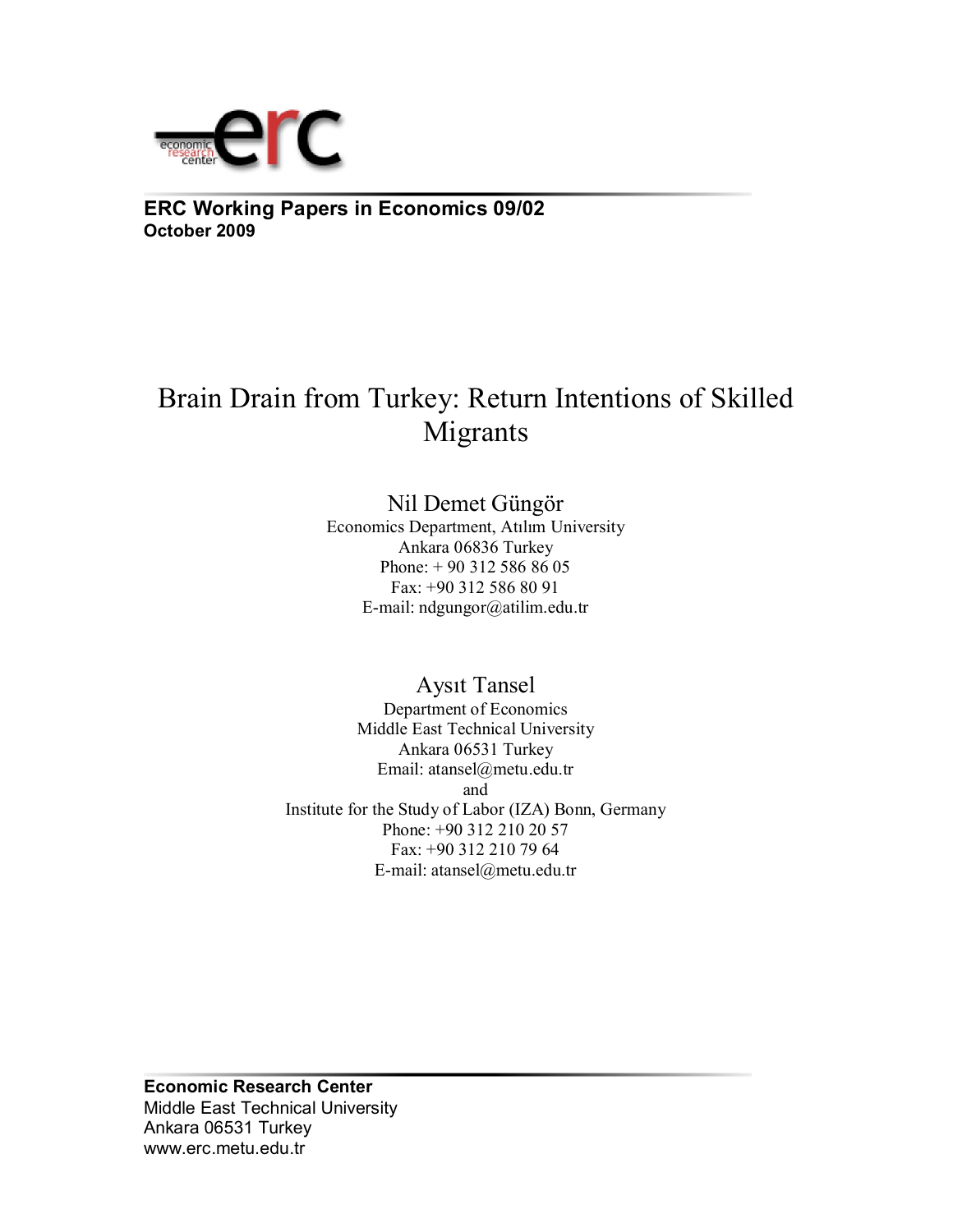**ERC Working Papers in Economics 09/02**
**October 2009**

# Brain Drain from Turkey: Return Intentions of Skilled Migrants

Nil Demet Güngör
Economics Department, Atılım University
Ankara 06836 Turkey
Phone: + 90 312 586 86 05
Fax: +90 312 586 80 91
E-mail: ndgungor@atilim.edu.tr

Aysıt Tansel
Department of Economics
Middle East Technical University
Ankara 06531 Turkey
Email: atansel@metu.edu.tr
and
Institute for the Study of Labor (IZA) Bonn, Germany
Phone: +90 312 210 20 57
Fax: +90 312 210 79 64
E-mail: atansel@metu.edu.tr

**Economic Research Center**
Middle East Technical University
Ankara 06531 Turkey
www.erc.metu.edu.tr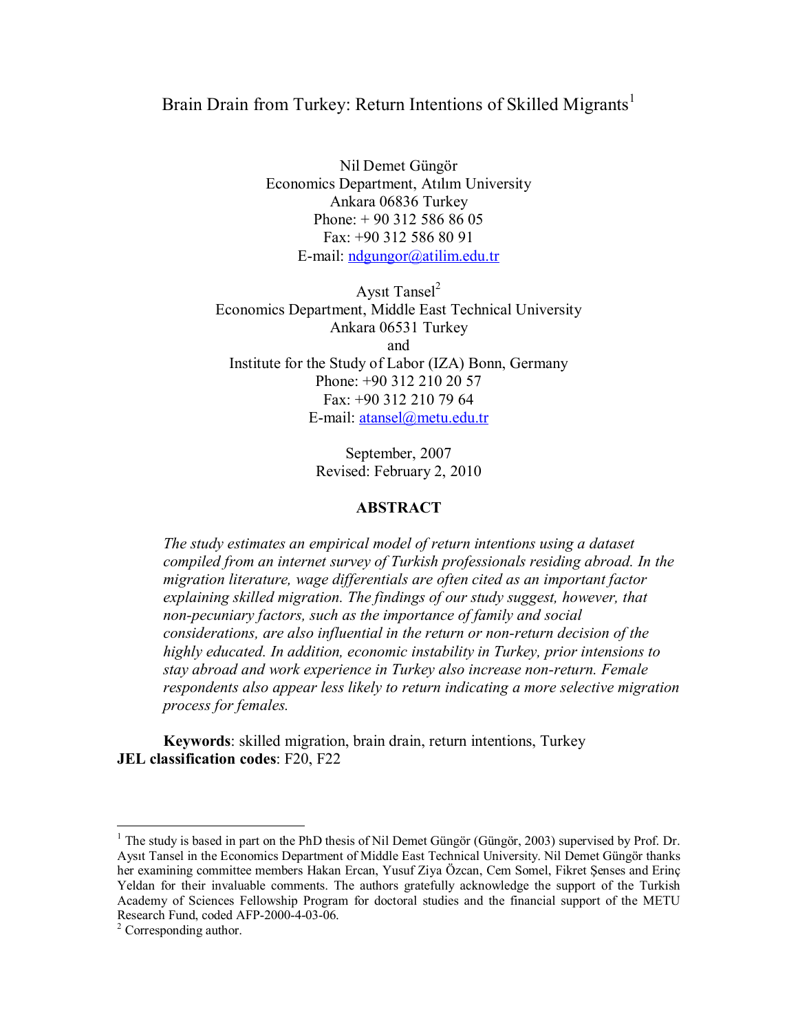# Brain Drain from Turkey: Return Intentions of Skilled Migrants[1]

Nil Demet Güngör  
Economics Department, Atılım University  
Ankara 06836 Turkey  
Phone: + 90 312 586 86 05  
Fax: +90 312 586 80 91  
E-mail: ndgungor@atilim.edu.tr

Aysıt Tansel[2]  
Economics Department, Middle East Technical University  
Ankara 06531 Turkey  
and  
Institute for the Study of Labor (IZA) Bonn, Germany  
Phone: +90 312 210 20 57  
Fax: +90 312 210 79 64  
E-mail: atansel@metu.edu.tr

September, 2007  
Revised: February 2, 2010

## ABSTRACT

*The study estimates an empirical model of return intentions using a dataset compiled from an internet survey of Turkish professionals residing abroad. In the migration literature, wage differentials are often cited as an important factor explaining skilled migration. The findings of our study suggest, however, that non-pecuniary factors, such as the importance of family and social considerations, are also influential in the return or non-return decision of the highly educated. In addition, economic instability in Turkey, prior intensions to stay abroad and work experience in Turkey also increase non-return. Female respondents also appear less likely to return indicating a more selective migration process for females.*

**Keywords**: skilled migration, brain drain, return intentions, Turkey  
**JEL classification codes**: F20, F22

---

[1] The study is based in part on the PhD thesis of Nil Demet Güngör (Güngör, 2003) supervised by Prof. Dr. Aysıt Tansel in the Economics Department of Middle East Technical University. Nil Demet Güngör thanks her examining committee members Hakan Ercan, Yusuf Ziya Özcan, Cem Somel, Fikret Şenses and Erinç Yeldan for their invaluable comments. The authors gratefully acknowledge the support of the Turkish Academy of Sciences Fellowship Program for doctoral studies and the financial support of the METU Research Fund, coded AFP-2000-4-03-06.

[2] Corresponding author.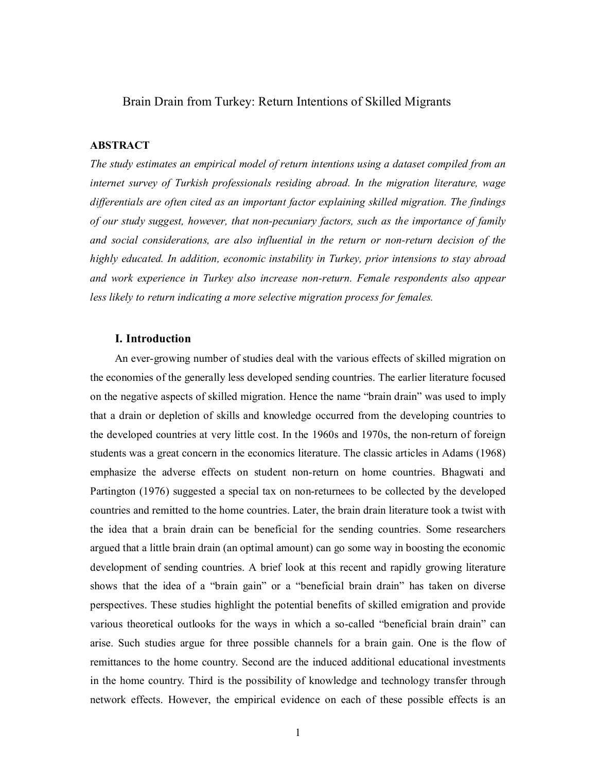# Brain Drain from Turkey: Return Intentions of Skilled Migrants

**ABSTRACT**

*The study estimates an empirical model of return intentions using a dataset compiled from an internet survey of Turkish professionals residing abroad. In the migration literature, wage differentials are often cited as an important factor explaining skilled migration. The findings of our study suggest, however, that non-pecuniary factors, such as the importance of family and social considerations, are also influential in the return or non-return decision of the highly educated. In addition, economic instability in Turkey, prior intensions to stay abroad and work experience in Turkey also increase non-return. Female respondents also appear less likely to return indicating a more selective migration process for females.*

## I. Introduction

An ever-growing number of studies deal with the various effects of skilled migration on the economies of the generally less developed sending countries. The earlier literature focused on the negative aspects of skilled migration. Hence the name "brain drain" was used to imply that a drain or depletion of skills and knowledge occurred from the developing countries to the developed countries at very little cost. In the 1960s and 1970s, the non-return of foreign students was a great concern in the economics literature. The classic articles in Adams (1968) emphasize the adverse effects on student non-return on home countries. Bhagwati and Partington (1976) suggested a special tax on non-returnees to be collected by the developed countries and remitted to the home countries. Later, the brain drain literature took a twist with the idea that a brain drain can be beneficial for the sending countries. Some researchers argued that a little brain drain (an optimal amount) can go some way in boosting the economic development of sending countries. A brief look at this recent and rapidly growing literature shows that the idea of a "brain gain" or a "beneficial brain drain" has taken on diverse perspectives. These studies highlight the potential benefits of skilled emigration and provide various theoretical outlooks for the ways in which a so-called "beneficial brain drain" can arise. Such studies argue for three possible channels for a brain gain. One is the flow of remittances to the home country. Second are the induced additional educational investments in the home country. Third is the possibility of knowledge and technology transfer through network effects. However, the empirical evidence on each of these possible effects is an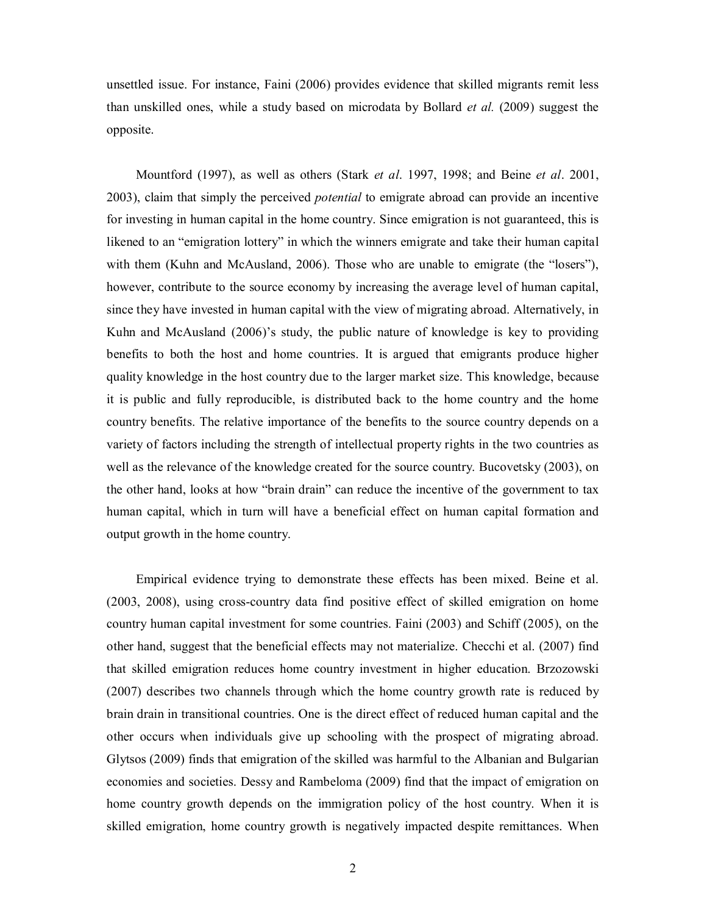unsettled issue. For instance, Faini (2006) provides evidence that skilled migrants remit less than unskilled ones, while a study based on microdata by Bollard *et al.* (2009) suggest the opposite.

Mountford (1997), as well as others (Stark *et al*. 1997, 1998; and Beine *et al*. 2001, 2003), claim that simply the perceived *potential* to emigrate abroad can provide an incentive for investing in human capital in the home country. Since emigration is not guaranteed, this is likened to an "emigration lottery" in which the winners emigrate and take their human capital with them (Kuhn and McAusland, 2006). Those who are unable to emigrate (the "losers"), however, contribute to the source economy by increasing the average level of human capital, since they have invested in human capital with the view of migrating abroad. Alternatively, in Kuhn and McAusland (2006)'s study, the public nature of knowledge is key to providing benefits to both the host and home countries. It is argued that emigrants produce higher quality knowledge in the host country due to the larger market size. This knowledge, because it is public and fully reproducible, is distributed back to the home country and the home country benefits. The relative importance of the benefits to the source country depends on a variety of factors including the strength of intellectual property rights in the two countries as well as the relevance of the knowledge created for the source country. Bucovetsky (2003), on the other hand, looks at how "brain drain" can reduce the incentive of the government to tax human capital, which in turn will have a beneficial effect on human capital formation and output growth in the home country.

Empirical evidence trying to demonstrate these effects has been mixed. Beine et al. (2003, 2008), using cross-country data find positive effect of skilled emigration on home country human capital investment for some countries. Faini (2003) and Schiff (2005), on the other hand, suggest that the beneficial effects may not materialize. Checchi et al. (2007) find that skilled emigration reduces home country investment in higher education. Brzozowski (2007) describes two channels through which the home country growth rate is reduced by brain drain in transitional countries. One is the direct effect of reduced human capital and the other occurs when individuals give up schooling with the prospect of migrating abroad. Glytsos (2009) finds that emigration of the skilled was harmful to the Albanian and Bulgarian economies and societies. Dessy and Rambeloma (2009) find that the impact of emigration on home country growth depends on the immigration policy of the host country. When it is skilled emigration, home country growth is negatively impacted despite remittances. When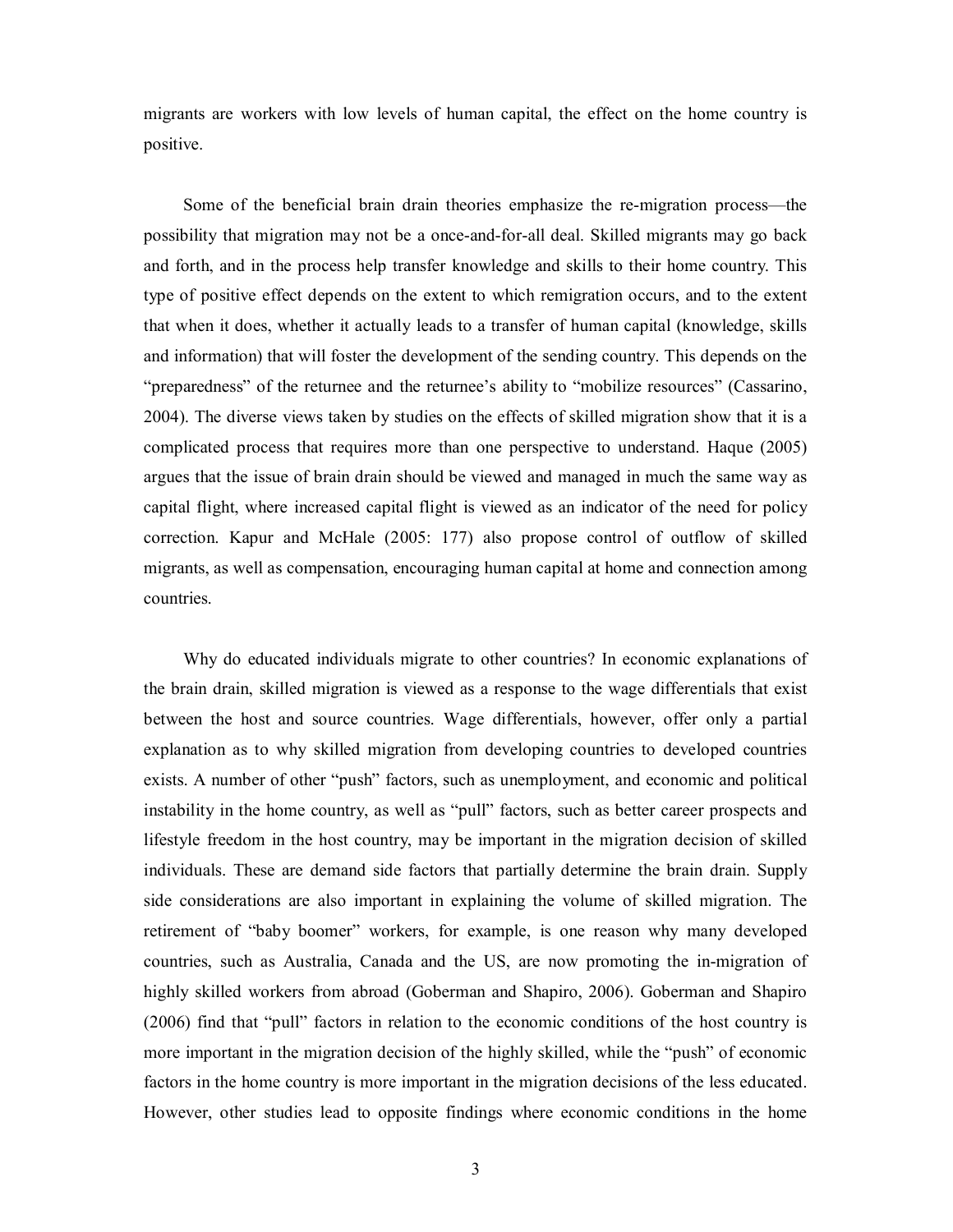migrants are workers with low levels of human capital, the effect on the home country is positive.

Some of the beneficial brain drain theories emphasize the re-migration process—the possibility that migration may not be a once-and-for-all deal. Skilled migrants may go back and forth, and in the process help transfer knowledge and skills to their home country. This type of positive effect depends on the extent to which remigration occurs, and to the extent that when it does, whether it actually leads to a transfer of human capital (knowledge, skills and information) that will foster the development of the sending country. This depends on the "preparedness" of the returnee and the returnee's ability to "mobilize resources" (Cassarino, 2004). The diverse views taken by studies on the effects of skilled migration show that it is a complicated process that requires more than one perspective to understand. Haque (2005) argues that the issue of brain drain should be viewed and managed in much the same way as capital flight, where increased capital flight is viewed as an indicator of the need for policy correction. Kapur and McHale (2005: 177) also propose control of outflow of skilled migrants, as well as compensation, encouraging human capital at home and connection among countries.

Why do educated individuals migrate to other countries? In economic explanations of the brain drain, skilled migration is viewed as a response to the wage differentials that exist between the host and source countries. Wage differentials, however, offer only a partial explanation as to why skilled migration from developing countries to developed countries exists. A number of other "push" factors, such as unemployment, and economic and political instability in the home country, as well as "pull" factors, such as better career prospects and lifestyle freedom in the host country, may be important in the migration decision of skilled individuals. These are demand side factors that partially determine the brain drain. Supply side considerations are also important in explaining the volume of skilled migration. The retirement of "baby boomer" workers, for example, is one reason why many developed countries, such as Australia, Canada and the US, are now promoting the in-migration of highly skilled workers from abroad (Goberman and Shapiro, 2006). Goberman and Shapiro (2006) find that "pull" factors in relation to the economic conditions of the host country is more important in the migration decision of the highly skilled, while the "push" of economic factors in the home country is more important in the migration decisions of the less educated. However, other studies lead to opposite findings where economic conditions in the home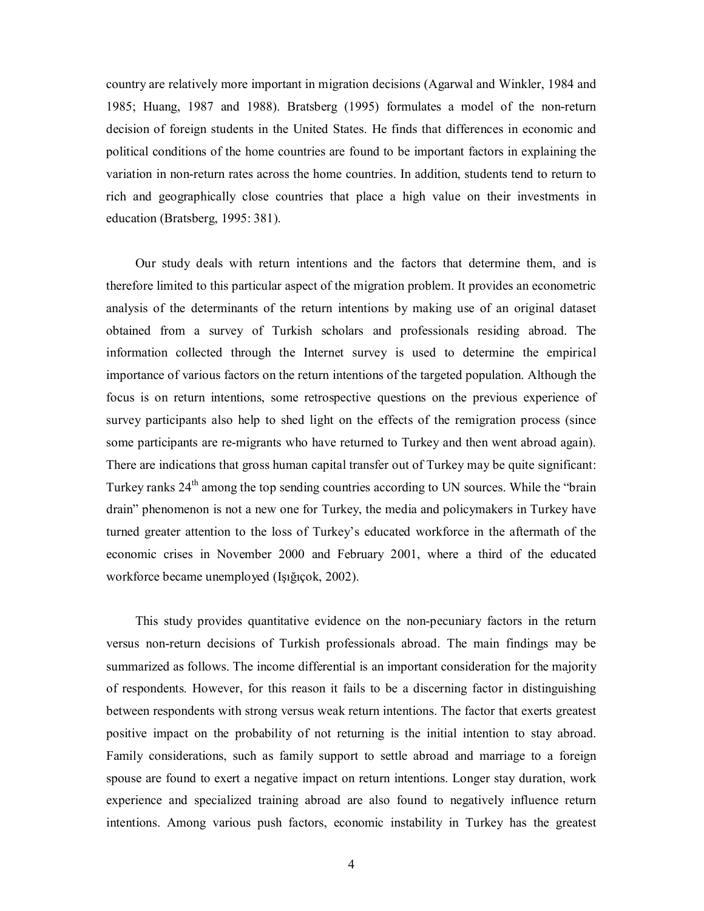country are relatively more important in migration decisions (Agarwal and Winkler, 1984 and 1985; Huang, 1987 and 1988). Bratsberg (1995) formulates a model of the non-return decision of foreign students in the United States. He finds that differences in economic and political conditions of the home countries are found to be important factors in explaining the variation in non-return rates across the home countries. In addition, students tend to return to rich and geographically close countries that place a high value on their investments in education (Bratsberg, 1995: 381).

Our study deals with return intentions and the factors that determine them, and is therefore limited to this particular aspect of the migration problem. It provides an econometric analysis of the determinants of the return intentions by making use of an original dataset obtained from a survey of Turkish scholars and professionals residing abroad. The information collected through the Internet survey is used to determine the empirical importance of various factors on the return intentions of the targeted population. Although the focus is on return intentions, some retrospective questions on the previous experience of survey participants also help to shed light on the effects of the remigration process (since some participants are re-migrants who have returned to Turkey and then went abroad again). There are indications that gross human capital transfer out of Turkey may be quite significant: Turkey ranks 24th among the top sending countries according to UN sources. While the "brain drain" phenomenon is not a new one for Turkey, the media and policymakers in Turkey have turned greater attention to the loss of Turkey's educated workforce in the aftermath of the economic crises in November 2000 and February 2001, where a third of the educated workforce became unemployed (Işığıçok, 2002).

This study provides quantitative evidence on the non-pecuniary factors in the return versus non-return decisions of Turkish professionals abroad. The main findings may be summarized as follows. The income differential is an important consideration for the majority of respondents. However, for this reason it fails to be a discerning factor in distinguishing between respondents with strong versus weak return intentions. The factor that exerts greatest positive impact on the probability of not returning is the initial intention to stay abroad. Family considerations, such as family support to settle abroad and marriage to a foreign spouse are found to exert a negative impact on return intentions. Longer stay duration, work experience and specialized training abroad are also found to negatively influence return intentions. Among various push factors, economic instability in Turkey has the greatest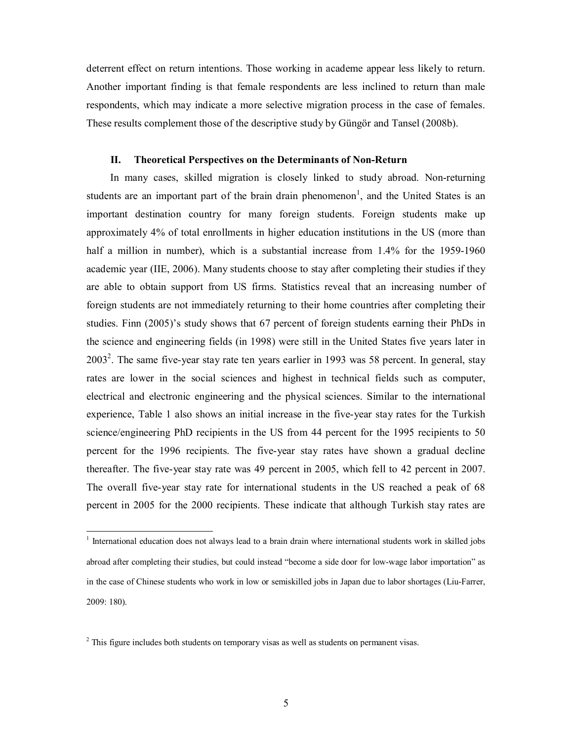deterrent effect on return intentions. Those working in academe appear less likely to return. Another important finding is that female respondents are less inclined to return than male respondents, which may indicate a more selective migration process in the case of females. These results complement those of the descriptive study by Güngör and Tansel (2008b).

## II. Theoretical Perspectives on the Determinants of Non-Return

In many cases, skilled migration is closely linked to study abroad. Non-returning students are an important part of the brain drain phenomenon[1], and the United States is an important destination country for many foreign students. Foreign students make up approximately 4% of total enrollments in higher education institutions in the US (more than half a million in number), which is a substantial increase from 1.4% for the 1959-1960 academic year (IIE, 2006). Many students choose to stay after completing their studies if they are able to obtain support from US firms. Statistics reveal that an increasing number of foreign students are not immediately returning to their home countries after completing their studies. Finn (2005)'s study shows that 67 percent of foreign students earning their PhDs in the science and engineering fields (in 1998) were still in the United States five years later in 2003[2]. The same five-year stay rate ten years earlier in 1993 was 58 percent. In general, stay rates are lower in the social sciences and highest in technical fields such as computer, electrical and electronic engineering and the physical sciences. Similar to the international experience, Table 1 also shows an initial increase in the five-year stay rates for the Turkish science/engineering PhD recipients in the US from 44 percent for the 1995 recipients to 50 percent for the 1996 recipients. The five-year stay rates have shown a gradual decline thereafter. The five-year stay rate was 49 percent in 2005, which fell to 42 percent in 2007. The overall five-year stay rate for international students in the US reached a peak of 68 percent in 2005 for the 2000 recipients. These indicate that although Turkish stay rates are

---

[1] International education does not always lead to a brain drain where international students work in skilled jobs abroad after completing their studies, but could instead "become a side door for low-wage labor importation" as in the case of Chinese students who work in low or semiskilled jobs in Japan due to labor shortages (Liu-Farrer, 2009: 180).

[2] This figure includes both students on temporary visas as well as students on permanent visas.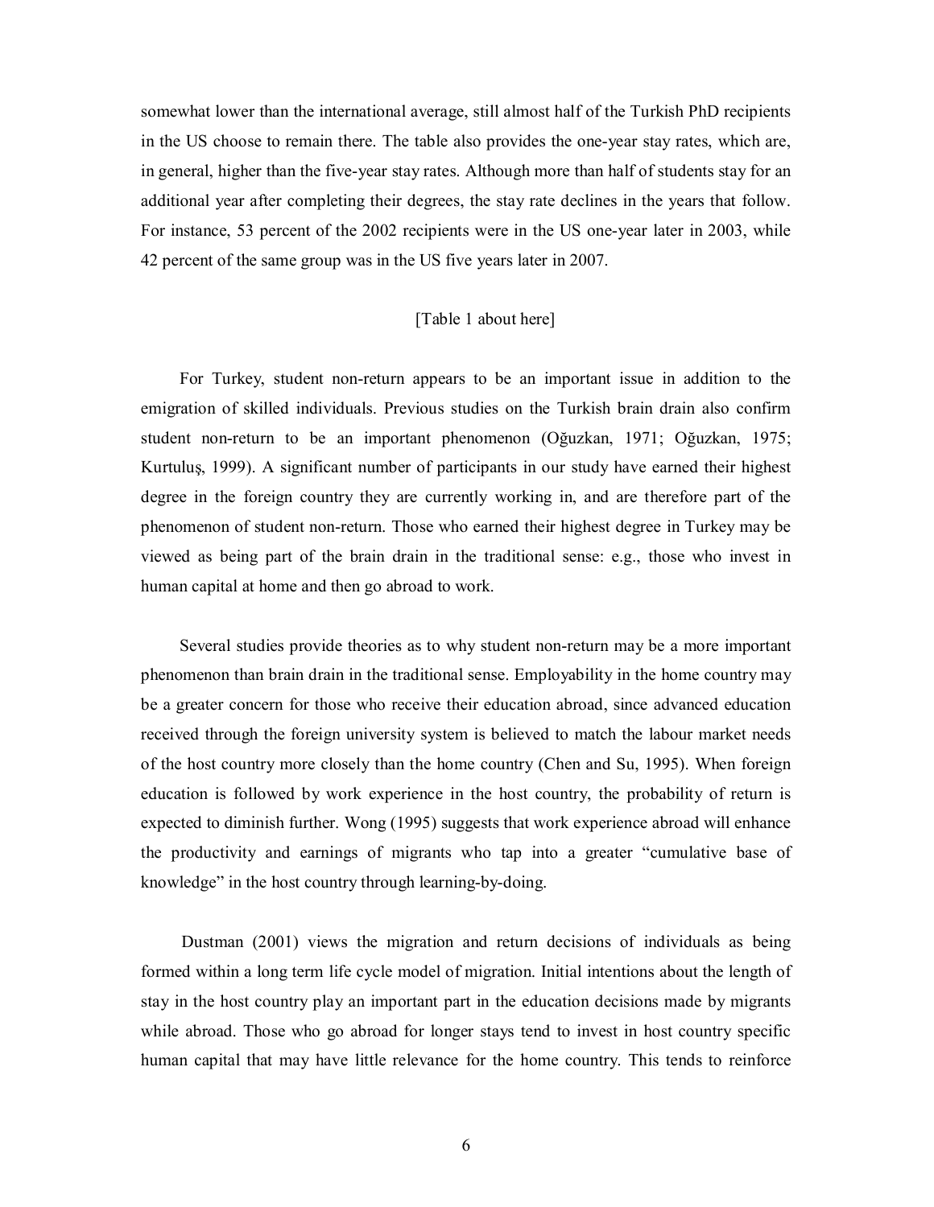somewhat lower than the international average, still almost half of the Turkish PhD recipients in the US choose to remain there. The table also provides the one-year stay rates, which are, in general, higher than the five-year stay rates. Although more than half of students stay for an additional year after completing their degrees, the stay rate declines in the years that follow. For instance, 53 percent of the 2002 recipients were in the US one-year later in 2003, while 42 percent of the same group was in the US five years later in 2007.

[Table 1 about here]

For Turkey, student non-return appears to be an important issue in addition to the emigration of skilled individuals. Previous studies on the Turkish brain drain also confirm student non-return to be an important phenomenon (Oğuzkan, 1971; Oğuzkan, 1975; Kurtuluş, 1999). A significant number of participants in our study have earned their highest degree in the foreign country they are currently working in, and are therefore part of the phenomenon of student non-return. Those who earned their highest degree in Turkey may be viewed as being part of the brain drain in the traditional sense: e.g., those who invest in human capital at home and then go abroad to work.

Several studies provide theories as to why student non-return may be a more important phenomenon than brain drain in the traditional sense. Employability in the home country may be a greater concern for those who receive their education abroad, since advanced education received through the foreign university system is believed to match the labour market needs of the host country more closely than the home country (Chen and Su, 1995). When foreign education is followed by work experience in the host country, the probability of return is expected to diminish further. Wong (1995) suggests that work experience abroad will enhance the productivity and earnings of migrants who tap into a greater "cumulative base of knowledge" in the host country through learning-by-doing.

Dustman (2001) views the migration and return decisions of individuals as being formed within a long term life cycle model of migration. Initial intentions about the length of stay in the host country play an important part in the education decisions made by migrants while abroad. Those who go abroad for longer stays tend to invest in host country specific human capital that may have little relevance for the home country. This tends to reinforce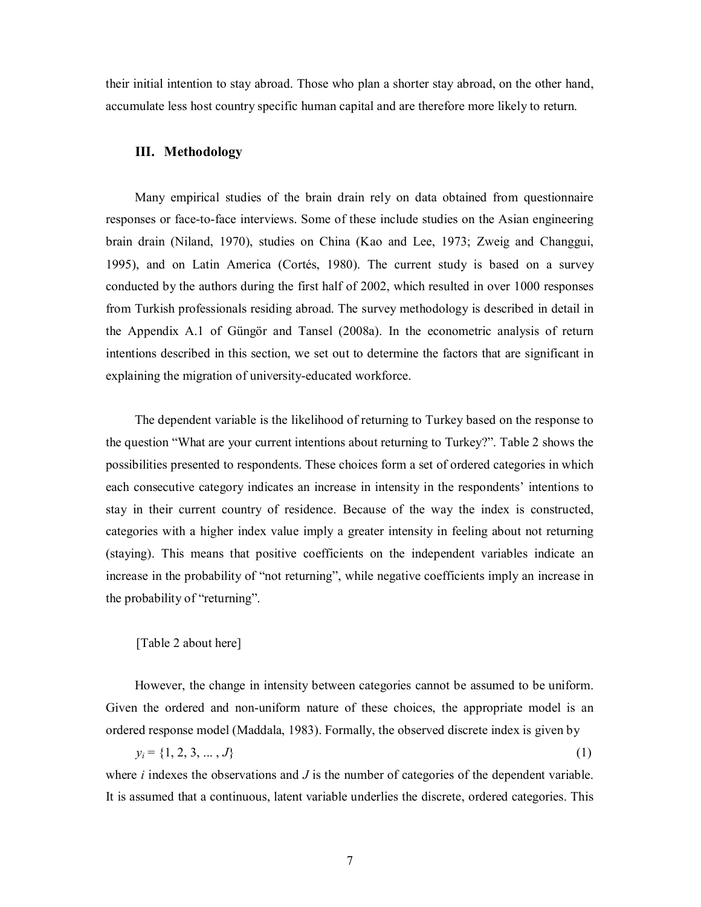their initial intention to stay abroad. Those who plan a shorter stay abroad, on the other hand, accumulate less host country specific human capital and are therefore more likely to return.

## III. Methodology

Many empirical studies of the brain drain rely on data obtained from questionnaire responses or face-to-face interviews. Some of these include studies on the Asian engineering brain drain (Niland, 1970), studies on China (Kao and Lee, 1973; Zweig and Changgui, 1995), and on Latin America (Cortés, 1980). The current study is based on a survey conducted by the authors during the first half of 2002, which resulted in over 1000 responses from Turkish professionals residing abroad. The survey methodology is described in detail in the Appendix A.1 of Güngör and Tansel (2008a). In the econometric analysis of return intentions described in this section, we set out to determine the factors that are significant in explaining the migration of university-educated workforce.

The dependent variable is the likelihood of returning to Turkey based on the response to the question "What are your current intentions about returning to Turkey?". Table 2 shows the possibilities presented to respondents. These choices form a set of ordered categories in which each consecutive category indicates an increase in intensity in the respondents' intentions to stay in their current country of residence. Because of the way the index is constructed, categories with a higher index value imply a greater intensity in feeling about not returning (staying). This means that positive coefficients on the independent variables indicate an increase in the probability of "not returning", while negative coefficients imply an increase in the probability of "returning".

[Table 2 about here]

However, the change in intensity between categories cannot be assumed to be uniform. Given the ordered and non-uniform nature of these choices, the appropriate model is an ordered response model (Maddala, 1983). Formally, the observed discrete index is given by

$$y_i = \{1, 2, 3, \ldots, J\} \tag{1}$$

where $i$ indexes the observations and $J$ is the number of categories of the dependent variable. It is assumed that a continuous, latent variable underlies the discrete, ordered categories. This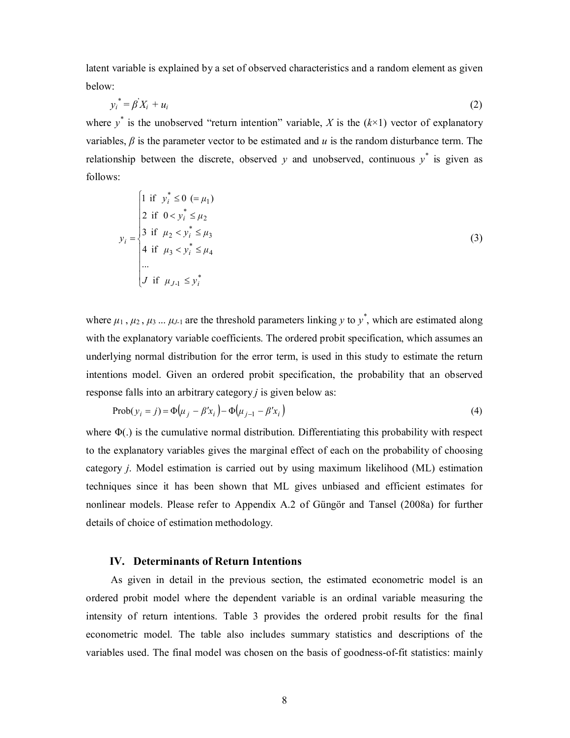latent variable is explained by a set of observed characteristics and a random element as given below:

$$y_i^* = \beta' X_i + u_i \tag{2}$$

where $y^*$ is the unobserved "return intention" variable, $X$ is the ($k$×1) vector of explanatory variables, $\beta$ is the parameter vector to be estimated and $u$ is the random disturbance term. The relationship between the discrete, observed $y$ and unobserved, continuous $y^*$ is given as follows:

$$y_i = \begin{cases} 1 \text{ if } y_i^* \leq 0 \ (= \mu_1) \\ 2 \text{ if } 0 < y_i^* \leq \mu_2 \\ 3 \text{ if } \mu_2 < y_i^* \leq \mu_3 \\ 4 \text{ if } \mu_3 < y_i^* \leq \mu_4 \\ \ldots \\ J \text{ if } \mu_{J\text{-}1} \leq y_i^* \end{cases} \tag{3}$$

where $\mu_1$, $\mu_2$, $\mu_3$ ... $\mu_{J\text{-}1}$ are the threshold parameters linking $y$ to $y^*$, which are estimated along with the explanatory variable coefficients. The ordered probit specification, which assumes an underlying normal distribution for the error term, is used in this study to estimate the return intentions model. Given an ordered probit specification, the probability that an observed response falls into an arbitrary category $j$ is given below as:

$$\text{Prob}(y_i = j) = \Phi(\mu_j - \beta' x_i) - \Phi(\mu_{j-1} - \beta' x_i) \tag{4}$$

where $\Phi(.)$ is the cumulative normal distribution. Differentiating this probability with respect to the explanatory variables gives the marginal effect of each on the probability of choosing category $j$. Model estimation is carried out by using maximum likelihood (ML) estimation techniques since it has been shown that ML gives unbiased and efficient estimates for nonlinear models. Please refer to Appendix A.2 of Güngör and Tansel (2008a) for further details of choice of estimation methodology.

## IV. Determinants of Return Intentions

As given in detail in the previous section, the estimated econometric model is an ordered probit model where the dependent variable is an ordinal variable measuring the intensity of return intentions. Table 3 provides the ordered probit results for the final econometric model. The table also includes summary statistics and descriptions of the variables used. The final model was chosen on the basis of goodness-of-fit statistics: mainly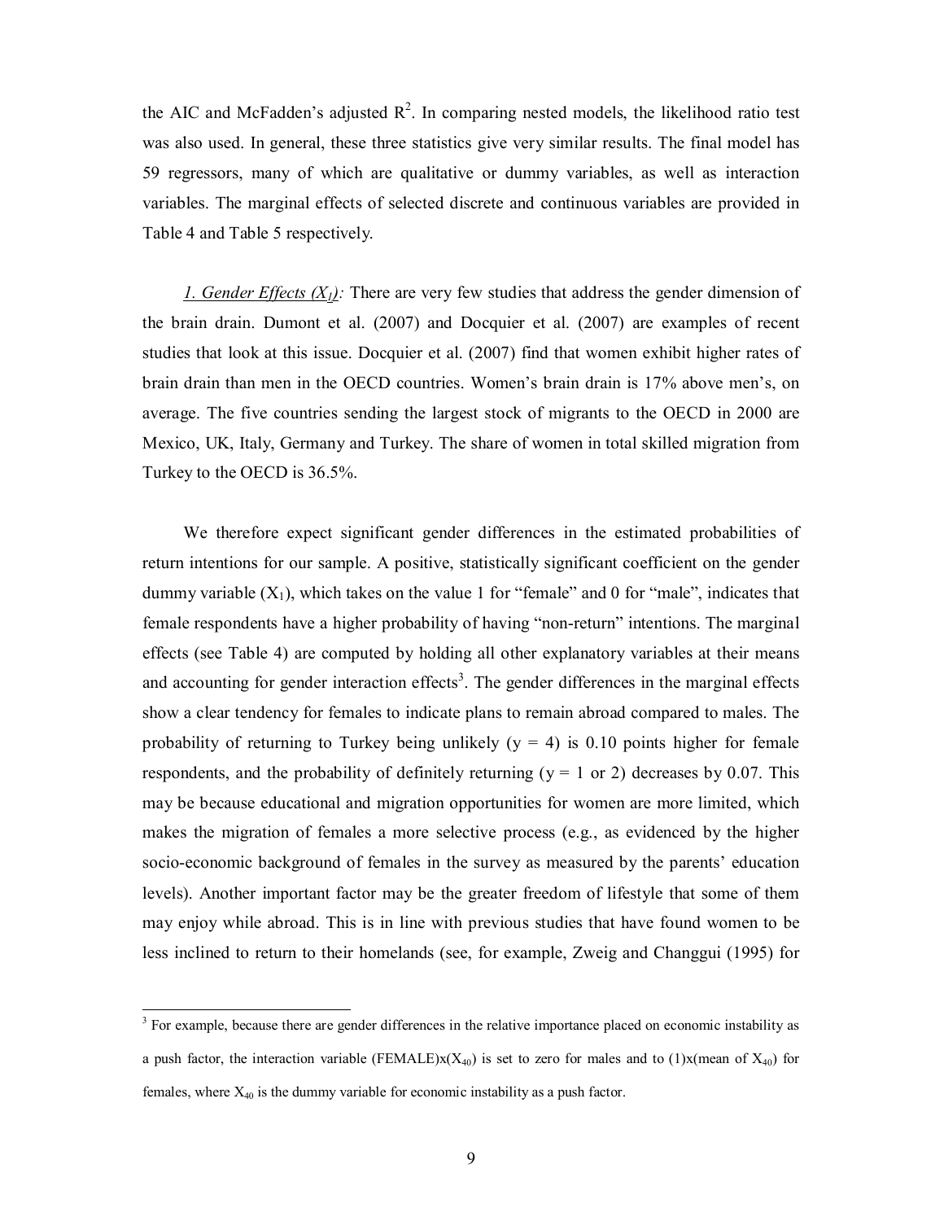the AIC and McFadden's adjusted $R^2$. In comparing nested models, the likelihood ratio test was also used. In general, these three statistics give very similar results. The final model has 59 regressors, many of which are qualitative or dummy variables, as well as interaction variables. The marginal effects of selected discrete and continuous variables are provided in Table 4 and Table 5 respectively.

*1. Gender Effects ($X_1$):* There are very few studies that address the gender dimension of the brain drain. Dumont et al. (2007) and Docquier et al. (2007) are examples of recent studies that look at this issue. Docquier et al. (2007) find that women exhibit higher rates of brain drain than men in the OECD countries. Women's brain drain is 17% above men's, on average. The five countries sending the largest stock of migrants to the OECD in 2000 are Mexico, UK, Italy, Germany and Turkey. The share of women in total skilled migration from Turkey to the OECD is 36.5%.

We therefore expect significant gender differences in the estimated probabilities of return intentions for our sample. A positive, statistically significant coefficient on the gender dummy variable ($X_1$), which takes on the value 1 for "female" and 0 for "male", indicates that female respondents have a higher probability of having "non-return" intentions. The marginal effects (see Table 4) are computed by holding all other explanatory variables at their means and accounting for gender interaction effects[3]. The gender differences in the marginal effects show a clear tendency for females to indicate plans to remain abroad compared to males. The probability of returning to Turkey being unlikely ($y = 4$) is 0.10 points higher for female respondents, and the probability of definitely returning ($y = 1$ or 2) decreases by 0.07. This may be because educational and migration opportunities for women are more limited, which makes the migration of females a more selective process (e.g., as evidenced by the higher socio-economic background of females in the survey as measured by the parents' education levels). Another important factor may be the greater freedom of lifestyle that some of them may enjoy while abroad. This is in line with previous studies that have found women to be less inclined to return to their homelands (see, for example, Zweig and Changgui (1995) for

[3] For example, because there are gender differences in the relative importance placed on economic instability as a push factor, the interaction variable (FEMALE)x($X_{40}$) is set to zero for males and to (1)x(mean of $X_{40}$) for females, where $X_{40}$ is the dummy variable for economic instability as a push factor.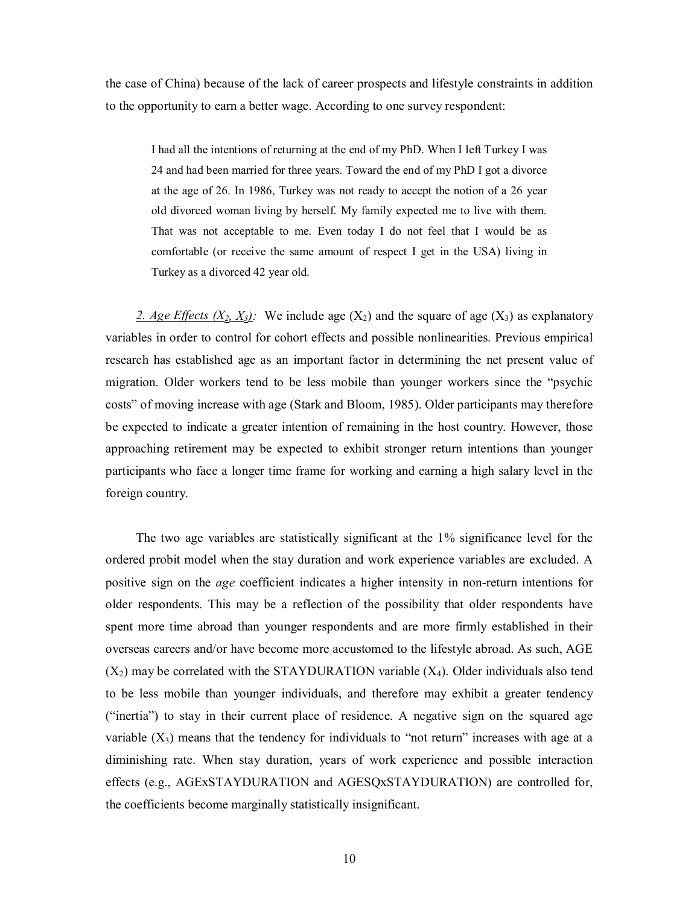the case of China) because of the lack of career prospects and lifestyle constraints in addition to the opportunity to earn a better wage. According to one survey respondent:

> I had all the intentions of returning at the end of my PhD. When I left Turkey I was 24 and had been married for three years. Toward the end of my PhD I got a divorce at the age of 26. In 1986, Turkey was not ready to accept the notion of a 26 year old divorced woman living by herself. My family expected me to live with them. That was not acceptable to me. Even today I do not feel that I would be as comfortable (or receive the same amount of respect I get in the USA) living in Turkey as a divorced 42 year old.

*2. Age Effects ($X_2$, $X_3$):* We include age ($X_2$) and the square of age ($X_3$) as explanatory variables in order to control for cohort effects and possible nonlinearities. Previous empirical research has established age as an important factor in determining the net present value of migration. Older workers tend to be less mobile than younger workers since the "psychic costs" of moving increase with age (Stark and Bloom, 1985). Older participants may therefore be expected to indicate a greater intention of remaining in the host country. However, those approaching retirement may be expected to exhibit stronger return intentions than younger participants who face a longer time frame for working and earning a high salary level in the foreign country.

The two age variables are statistically significant at the 1% significance level for the ordered probit model when the stay duration and work experience variables are excluded. A positive sign on the *age* coefficient indicates a higher intensity in non-return intentions for older respondents. This may be a reflection of the possibility that older respondents have spent more time abroad than younger respondents and are more firmly established in their overseas careers and/or have become more accustomed to the lifestyle abroad. As such, AGE ($X_2$) may be correlated with the STAYDURATION variable ($X_4$). Older individuals also tend to be less mobile than younger individuals, and therefore may exhibit a greater tendency ("inertia") to stay in their current place of residence. A negative sign on the squared age variable ($X_3$) means that the tendency for individuals to "not return" increases with age at a diminishing rate. When stay duration, years of work experience and possible interaction effects (e.g., AGExSTAYDURATION and AGESQxSTAYDURATION) are controlled for, the coefficients become marginally statistically insignificant.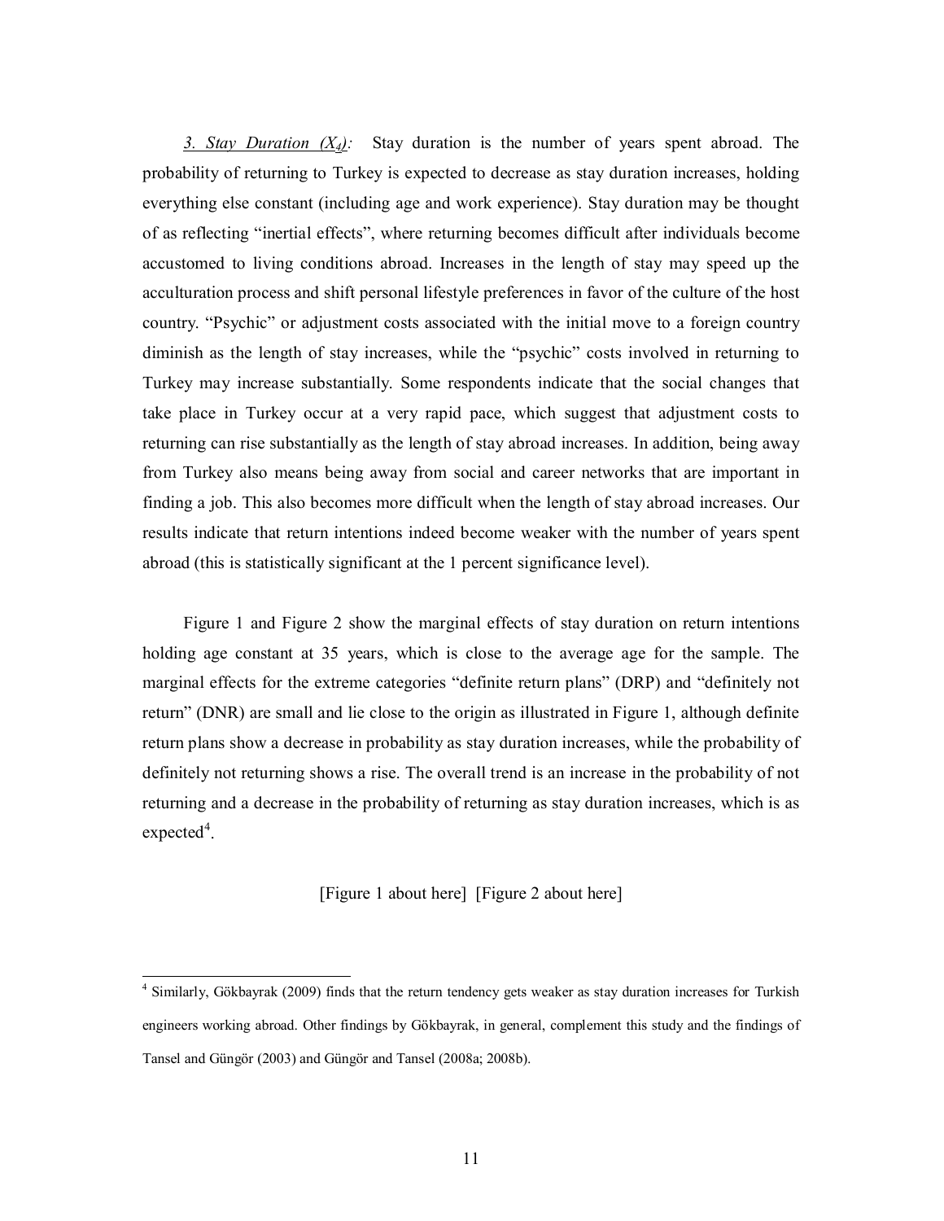*<u>3. Stay Duration ($X_4$)</u>:* Stay duration is the number of years spent abroad. The probability of returning to Turkey is expected to decrease as stay duration increases, holding everything else constant (including age and work experience). Stay duration may be thought of as reflecting "inertial effects", where returning becomes difficult after individuals become accustomed to living conditions abroad. Increases in the length of stay may speed up the acculturation process and shift personal lifestyle preferences in favor of the culture of the host country. "Psychic" or adjustment costs associated with the initial move to a foreign country diminish as the length of stay increases, while the "psychic" costs involved in returning to Turkey may increase substantially. Some respondents indicate that the social changes that take place in Turkey occur at a very rapid pace, which suggest that adjustment costs to returning can rise substantially as the length of stay abroad increases. In addition, being away from Turkey also means being away from social and career networks that are important in finding a job. This also becomes more difficult when the length of stay abroad increases. Our results indicate that return intentions indeed become weaker with the number of years spent abroad (this is statistically significant at the 1 percent significance level).

Figure 1 and Figure 2 show the marginal effects of stay duration on return intentions holding age constant at 35 years, which is close to the average age for the sample. The marginal effects for the extreme categories "definite return plans" (DRP) and "definitely not return" (DNR) are small and lie close to the origin as illustrated in Figure 1, although definite return plans show a decrease in probability as stay duration increases, while the probability of definitely not returning shows a rise. The overall trend is an increase in the probability of not returning and a decrease in the probability of returning as stay duration increases, which is as expected[4].

[Figure 1 about here] [Figure 2 about here]

---

[4] Similarly, Gökbayrak (2009) finds that the return tendency gets weaker as stay duration increases for Turkish engineers working abroad. Other findings by Gökbayrak, in general, complement this study and the findings of Tansel and Güngör (2003) and Güngör and Tansel (2008a; 2008b).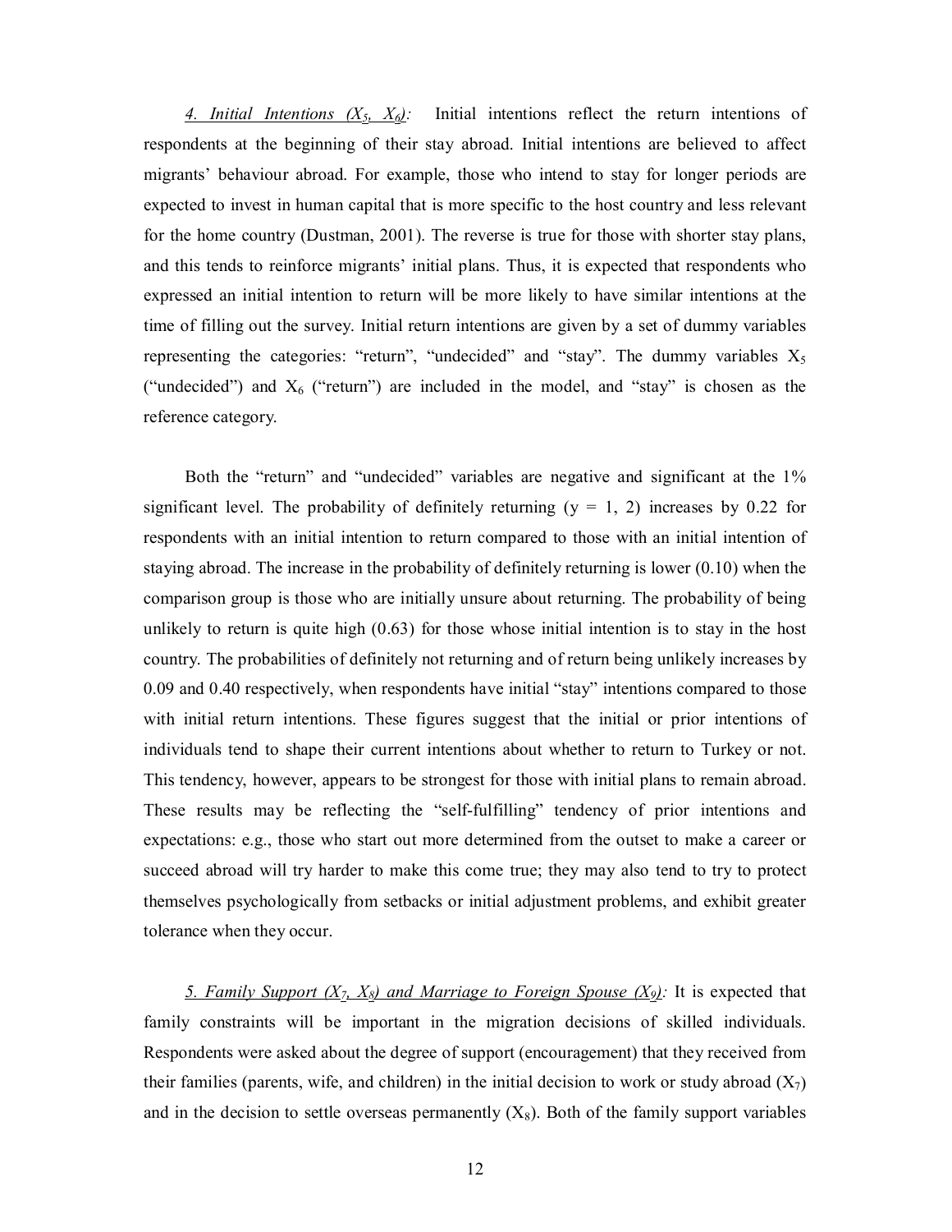*4. Initial Intentions ($X_5$, $X_6$):* Initial intentions reflect the return intentions of respondents at the beginning of their stay abroad. Initial intentions are believed to affect migrants' behaviour abroad. For example, those who intend to stay for longer periods are expected to invest in human capital that is more specific to the host country and less relevant for the home country (Dustman, 2001). The reverse is true for those with shorter stay plans, and this tends to reinforce migrants' initial plans. Thus, it is expected that respondents who expressed an initial intention to return will be more likely to have similar intentions at the time of filling out the survey. Initial return intentions are given by a set of dummy variables representing the categories: "return", "undecided" and "stay". The dummy variables $X_5$ ("undecided") and $X_6$ ("return") are included in the model, and "stay" is chosen as the reference category.

Both the "return" and "undecided" variables are negative and significant at the 1% significant level. The probability of definitely returning (y = 1, 2) increases by 0.22 for respondents with an initial intention to return compared to those with an initial intention of staying abroad. The increase in the probability of definitely returning is lower (0.10) when the comparison group is those who are initially unsure about returning. The probability of being unlikely to return is quite high (0.63) for those whose initial intention is to stay in the host country. The probabilities of definitely not returning and of return being unlikely increases by 0.09 and 0.40 respectively, when respondents have initial "stay" intentions compared to those with initial return intentions. These figures suggest that the initial or prior intentions of individuals tend to shape their current intentions about whether to return to Turkey or not. This tendency, however, appears to be strongest for those with initial plans to remain abroad. These results may be reflecting the "self-fulfilling" tendency of prior intentions and expectations: e.g., those who start out more determined from the outset to make a career or succeed abroad will try harder to make this come true; they may also tend to try to protect themselves psychologically from setbacks or initial adjustment problems, and exhibit greater tolerance when they occur.

*5. Family Support ($X_7$, $X_8$) and Marriage to Foreign Spouse ($X_9$):* It is expected that family constraints will be important in the migration decisions of skilled individuals. Respondents were asked about the degree of support (encouragement) that they received from their families (parents, wife, and children) in the initial decision to work or study abroad ($X_7$) and in the decision to settle overseas permanently ($X_8$). Both of the family support variables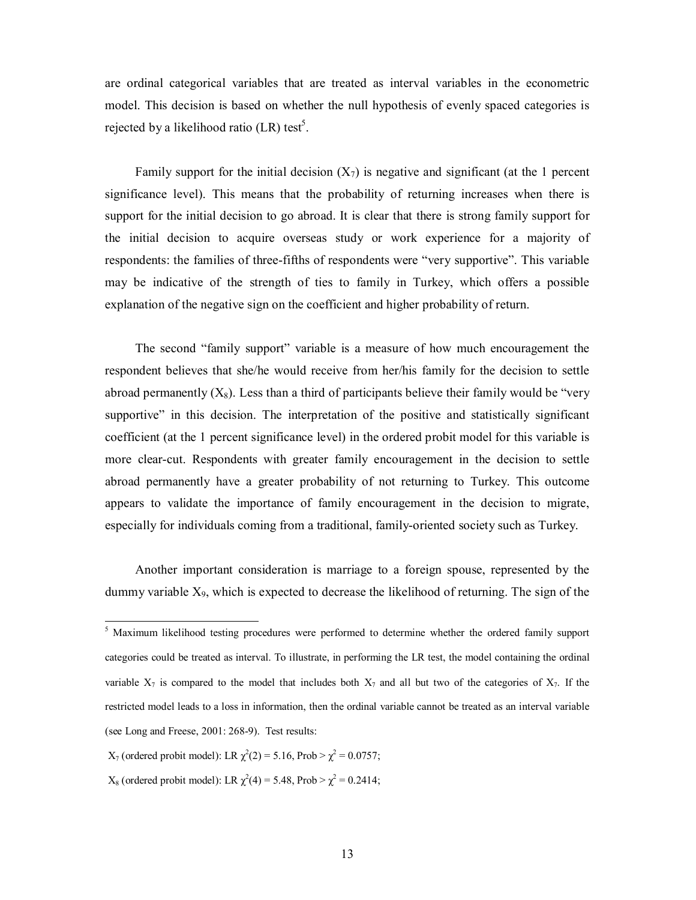are ordinal categorical variables that are treated as interval variables in the econometric model. This decision is based on whether the null hypothesis of evenly spaced categories is rejected by a likelihood ratio (LR) test[5].

Family support for the initial decision ($X_7$) is negative and significant (at the 1 percent significance level). This means that the probability of returning increases when there is support for the initial decision to go abroad. It is clear that there is strong family support for the initial decision to acquire overseas study or work experience for a majority of respondents: the families of three-fifths of respondents were "very supportive". This variable may be indicative of the strength of ties to family in Turkey, which offers a possible explanation of the negative sign on the coefficient and higher probability of return.

The second "family support" variable is a measure of how much encouragement the respondent believes that she/he would receive from her/his family for the decision to settle abroad permanently ($X_8$). Less than a third of participants believe their family would be "very supportive" in this decision. The interpretation of the positive and statistically significant coefficient (at the 1 percent significance level) in the ordered probit model for this variable is more clear-cut. Respondents with greater family encouragement in the decision to settle abroad permanently have a greater probability of not returning to Turkey. This outcome appears to validate the importance of family encouragement in the decision to migrate, especially for individuals coming from a traditional, family-oriented society such as Turkey.

Another important consideration is marriage to a foreign spouse, represented by the dummy variable $X_9$, which is expected to decrease the likelihood of returning. The sign of the

---

[5] Maximum likelihood testing procedures were performed to determine whether the ordered family support categories could be treated as interval. To illustrate, in performing the LR test, the model containing the ordinal variable $X_7$ is compared to the model that includes both $X_7$ and all but two of the categories of $X_7$. If the restricted model leads to a loss in information, then the ordinal variable cannot be treated as an interval variable (see Long and Freese, 2001: 268-9). Test results:

$X_7$ (ordered probit model): LR $\chi^2(2) = 5.16$, Prob > $\chi^2 = 0.0757$;

$X_8$ (ordered probit model): LR $\chi^2(4) = 5.48$, Prob > $\chi^2 = 0.2414$;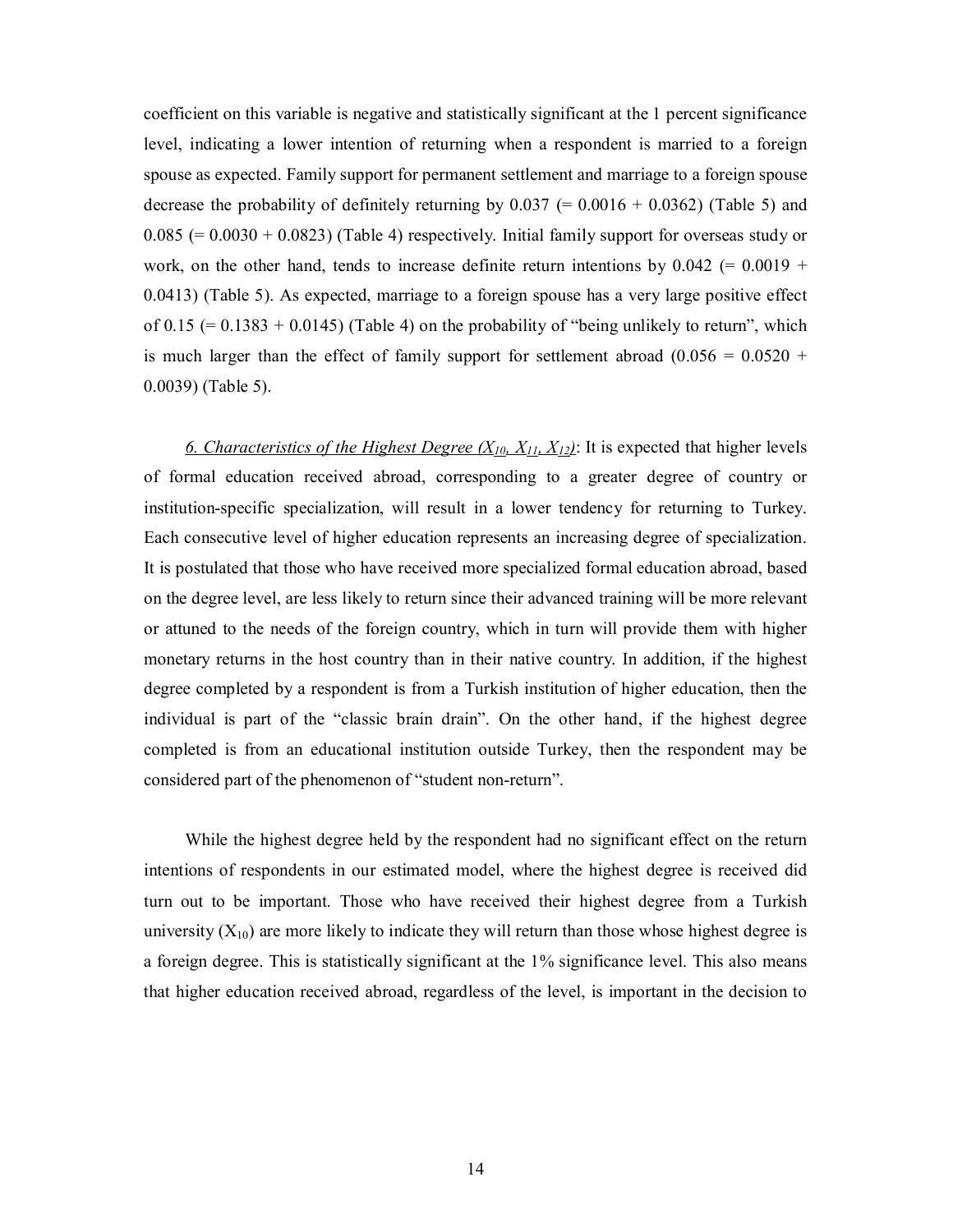coefficient on this variable is negative and statistically significant at the 1 percent significance level, indicating a lower intention of returning when a respondent is married to a foreign spouse as expected. Family support for permanent settlement and marriage to a foreign spouse decrease the probability of definitely returning by 0.037 (= 0.0016 + 0.0362) (Table 5) and 0.085 (= 0.0030 + 0.0823) (Table 4) respectively. Initial family support for overseas study or work, on the other hand, tends to increase definite return intentions by 0.042 (= 0.0019 + 0.0413) (Table 5). As expected, marriage to a foreign spouse has a very large positive effect of 0.15 (= 0.1383 + 0.0145) (Table 4) on the probability of "being unlikely to return", which is much larger than the effect of family support for settlement abroad (0.056 = 0.0520 + 0.0039) (Table 5).

*6. Characteristics of the Highest Degree ($X_{10}$, $X_{11}$, $X_{12}$)*: It is expected that higher levels of formal education received abroad, corresponding to a greater degree of country or institution-specific specialization, will result in a lower tendency for returning to Turkey. Each consecutive level of higher education represents an increasing degree of specialization. It is postulated that those who have received more specialized formal education abroad, based on the degree level, are less likely to return since their advanced training will be more relevant or attuned to the needs of the foreign country, which in turn will provide them with higher monetary returns in the host country than in their native country. In addition, if the highest degree completed by a respondent is from a Turkish institution of higher education, then the individual is part of the "classic brain drain". On the other hand, if the highest degree completed is from an educational institution outside Turkey, then the respondent may be considered part of the phenomenon of "student non-return".

While the highest degree held by the respondent had no significant effect on the return intentions of respondents in our estimated model, where the highest degree is received did turn out to be important. Those who have received their highest degree from a Turkish university ($X_{10}$) are more likely to indicate they will return than those whose highest degree is a foreign degree. This is statistically significant at the 1% significance level. This also means that higher education received abroad, regardless of the level, is important in the decision to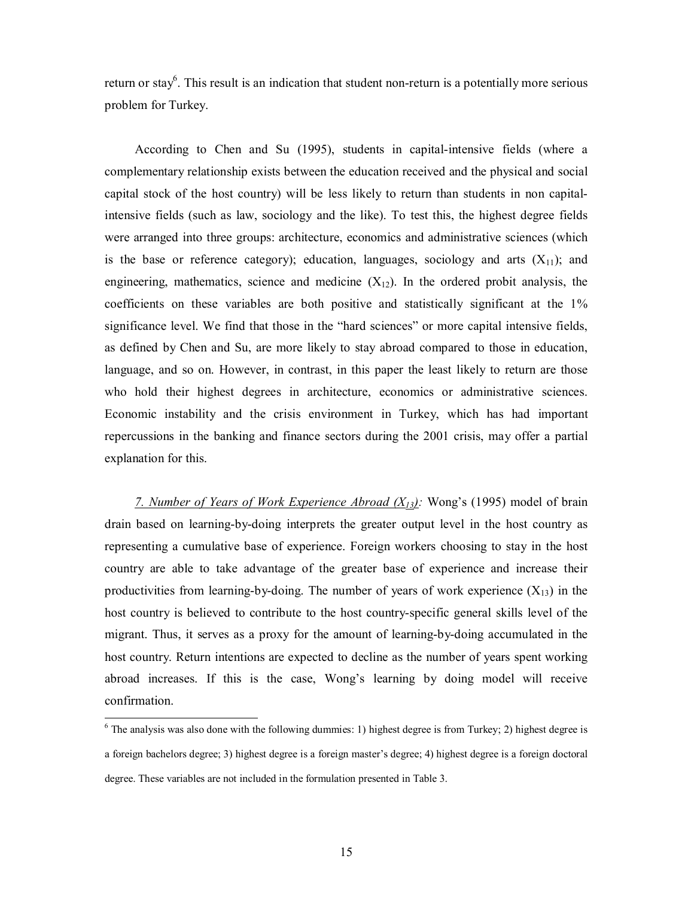return or stay[6]. This result is an indication that student non-return is a potentially more serious problem for Turkey.

According to Chen and Su (1995), students in capital-intensive fields (where a complementary relationship exists between the education received and the physical and social capital stock of the host country) will be less likely to return than students in non capital-intensive fields (such as law, sociology and the like). To test this, the highest degree fields were arranged into three groups: architecture, economics and administrative sciences (which is the base or reference category); education, languages, sociology and arts ($X_{11}$); and engineering, mathematics, science and medicine ($X_{12}$). In the ordered probit analysis, the coefficients on these variables are both positive and statistically significant at the 1% significance level. We find that those in the "hard sciences" or more capital intensive fields, as defined by Chen and Su, are more likely to stay abroad compared to those in education, language, and so on. However, in contrast, in this paper the least likely to return are those who hold their highest degrees in architecture, economics or administrative sciences. Economic instability and the crisis environment in Turkey, which has had important repercussions in the banking and finance sectors during the 2001 crisis, may offer a partial explanation for this.

*7. Number of Years of Work Experience Abroad ($X_{13}$):* Wong's (1995) model of brain drain based on learning-by-doing interprets the greater output level in the host country as representing a cumulative base of experience. Foreign workers choosing to stay in the host country are able to take advantage of the greater base of experience and increase their productivities from learning-by-doing. The number of years of work experience ($X_{13}$) in the host country is believed to contribute to the host country-specific general skills level of the migrant. Thus, it serves as a proxy for the amount of learning-by-doing accumulated in the host country. Return intentions are expected to decline as the number of years spent working abroad increases. If this is the case, Wong's learning by doing model will receive confirmation.

---

[6] The analysis was also done with the following dummies: 1) highest degree is from Turkey; 2) highest degree is a foreign bachelors degree; 3) highest degree is a foreign master's degree; 4) highest degree is a foreign doctoral degree. These variables are not included in the formulation presented in Table 3.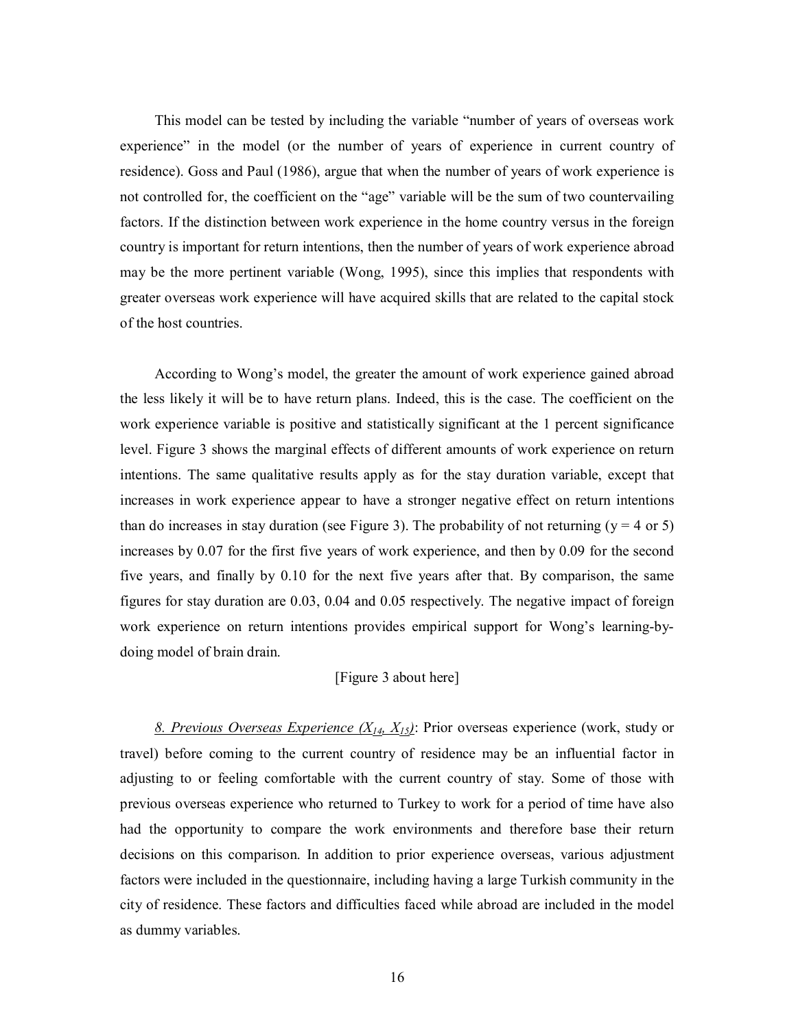This model can be tested by including the variable "number of years of overseas work experience" in the model (or the number of years of experience in current country of residence). Goss and Paul (1986), argue that when the number of years of work experience is not controlled for, the coefficient on the "age" variable will be the sum of two countervailing factors. If the distinction between work experience in the home country versus in the foreign country is important for return intentions, then the number of years of work experience abroad may be the more pertinent variable (Wong, 1995), since this implies that respondents with greater overseas work experience will have acquired skills that are related to the capital stock of the host countries.

According to Wong's model, the greater the amount of work experience gained abroad the less likely it will be to have return plans. Indeed, this is the case. The coefficient on the work experience variable is positive and statistically significant at the 1 percent significance level. Figure 3 shows the marginal effects of different amounts of work experience on return intentions. The same qualitative results apply as for the stay duration variable, except that increases in work experience appear to have a stronger negative effect on return intentions than do increases in stay duration (see Figure 3). The probability of not returning ($y = 4$ or $5$) increases by 0.07 for the first five years of work experience, and then by 0.09 for the second five years, and finally by 0.10 for the next five years after that. By comparison, the same figures for stay duration are 0.03, 0.04 and 0.05 respectively. The negative impact of foreign work experience on return intentions provides empirical support for Wong's learning-by-doing model of brain drain.

[Figure 3 about here]

<u>*8. Previous Overseas Experience ($X_{14}$, $X_{15}$)*</u>: Prior overseas experience (work, study or travel) before coming to the current country of residence may be an influential factor in adjusting to or feeling comfortable with the current country of stay. Some of those with previous overseas experience who returned to Turkey to work for a period of time have also had the opportunity to compare the work environments and therefore base their return decisions on this comparison. In addition to prior experience overseas, various adjustment factors were included in the questionnaire, including having a large Turkish community in the city of residence. These factors and difficulties faced while abroad are included in the model as dummy variables.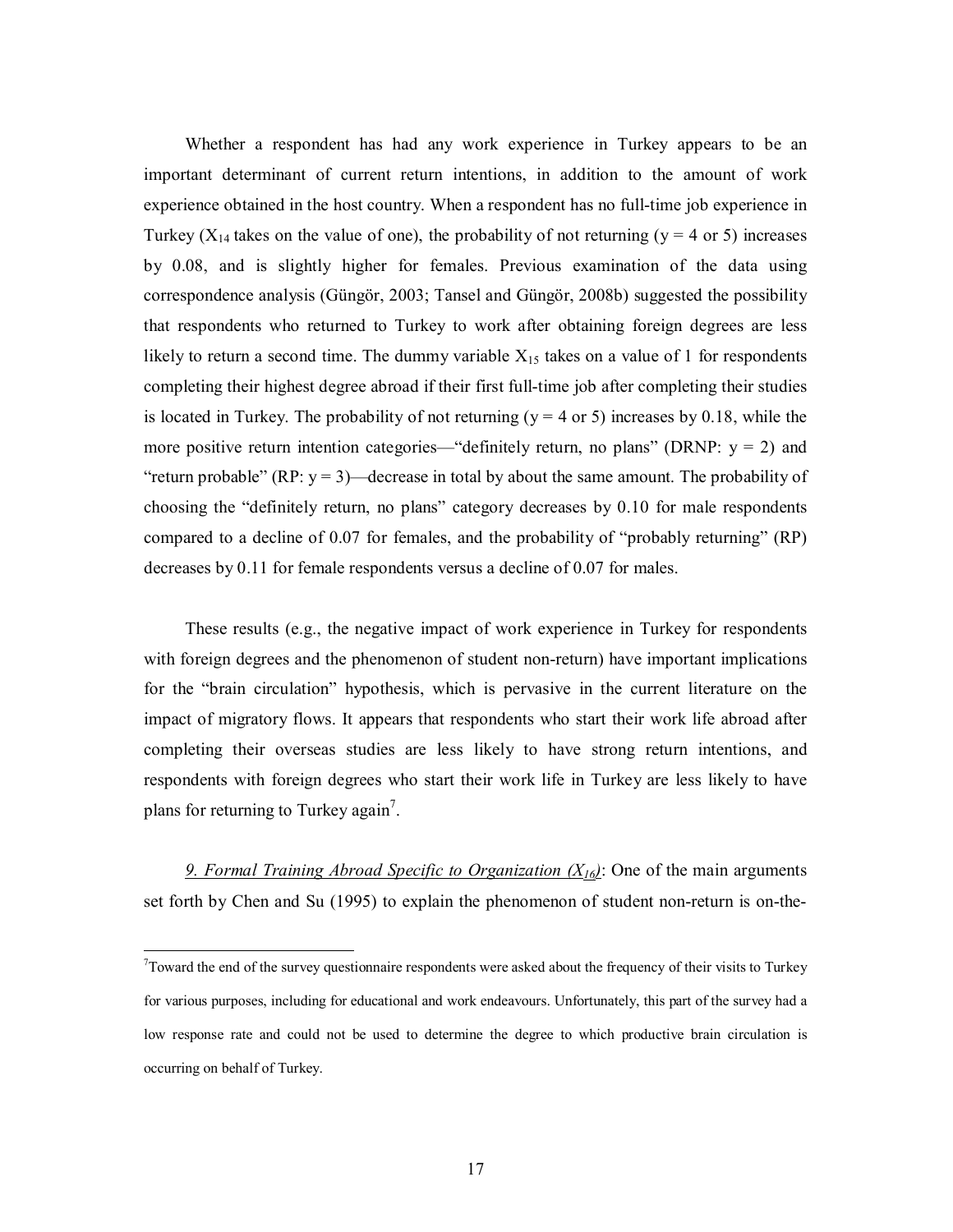Whether a respondent has had any work experience in Turkey appears to be an important determinant of current return intentions, in addition to the amount of work experience obtained in the host country. When a respondent has no full-time job experience in Turkey ($X_{14}$ takes on the value of one), the probability of not returning ($y = 4$ or $5$) increases by 0.08, and is slightly higher for females. Previous examination of the data using correspondence analysis (Güngör, 2003; Tansel and Güngör, 2008b) suggested the possibility that respondents who returned to Turkey to work after obtaining foreign degrees are less likely to return a second time. The dummy variable $X_{15}$ takes on a value of 1 for respondents completing their highest degree abroad if their first full-time job after completing their studies is located in Turkey. The probability of not returning ($y = 4$ or $5$) increases by 0.18, while the more positive return intention categories—"definitely return, no plans" (DRNP: $y = 2$) and "return probable" (RP: $y = 3$)—decrease in total by about the same amount. The probability of choosing the "definitely return, no plans" category decreases by 0.10 for male respondents compared to a decline of 0.07 for females, and the probability of "probably returning" (RP) decreases by 0.11 for female respondents versus a decline of 0.07 for males.

These results (e.g., the negative impact of work experience in Turkey for respondents with foreign degrees and the phenomenon of student non-return) have important implications for the "brain circulation" hypothesis, which is pervasive in the current literature on the impact of migratory flows. It appears that respondents who start their work life abroad after completing their overseas studies are less likely to have strong return intentions, and respondents with foreign degrees who start their work life in Turkey are less likely to have plans for returning to Turkey again[7].

*9. Formal Training Abroad Specific to Organization ($X_{16}$)*: One of the main arguments set forth by Chen and Su (1995) to explain the phenomenon of student non-return is on-the-

[7] Toward the end of the survey questionnaire respondents were asked about the frequency of their visits to Turkey for various purposes, including for educational and work endeavours. Unfortunately, this part of the survey had a low response rate and could not be used to determine the degree to which productive brain circulation is occurring on behalf of Turkey.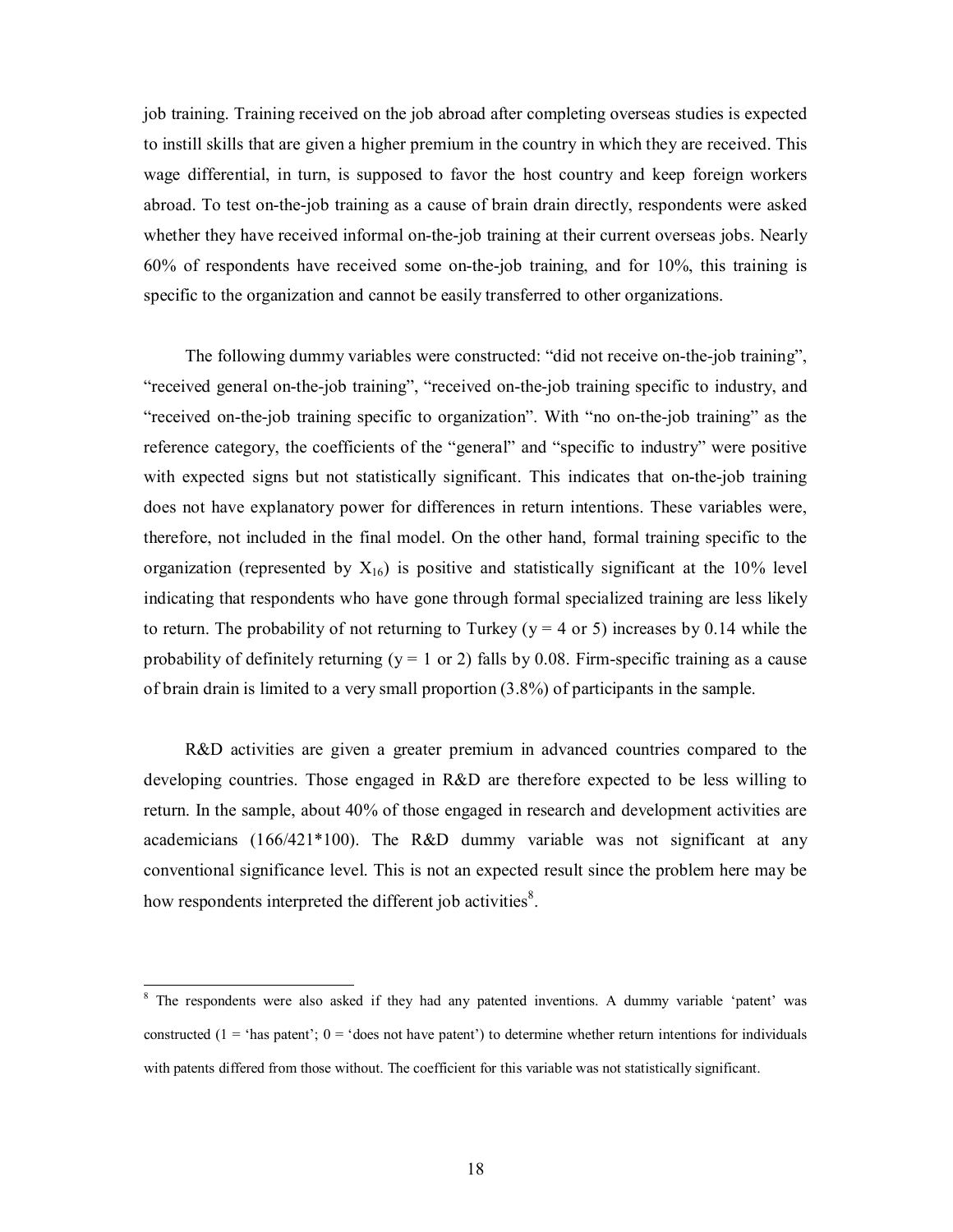job training. Training received on the job abroad after completing overseas studies is expected to instill skills that are given a higher premium in the country in which they are received. This wage differential, in turn, is supposed to favor the host country and keep foreign workers abroad. To test on-the-job training as a cause of brain drain directly, respondents were asked whether they have received informal on-the-job training at their current overseas jobs. Nearly 60% of respondents have received some on-the-job training, and for 10%, this training is specific to the organization and cannot be easily transferred to other organizations.

The following dummy variables were constructed: "did not receive on-the-job training", "received general on-the-job training", "received on-the-job training specific to industry, and "received on-the-job training specific to organization". With "no on-the-job training" as the reference category, the coefficients of the "general" and "specific to industry" were positive with expected signs but not statistically significant. This indicates that on-the-job training does not have explanatory power for differences in return intentions. These variables were, therefore, not included in the final model. On the other hand, formal training specific to the organization (represented by $X_{16}$) is positive and statistically significant at the 10% level indicating that respondents who have gone through formal specialized training are less likely to return. The probability of not returning to Turkey ($y = 4$ or 5) increases by 0.14 while the probability of definitely returning ($y = 1$ or 2) falls by 0.08. Firm-specific training as a cause of brain drain is limited to a very small proportion (3.8%) of participants in the sample.

R&D activities are given a greater premium in advanced countries compared to the developing countries. Those engaged in R&D are therefore expected to be less willing to return. In the sample, about 40% of those engaged in research and development activities are academicians (166/421*100). The R&D dummy variable was not significant at any conventional significance level. This is not an expected result since the problem here may be how respondents interpreted the different job activities[8].

---

[8] The respondents were also asked if they had any patented inventions. A dummy variable 'patent' was constructed (1 = 'has patent'; 0 = 'does not have patent') to determine whether return intentions for individuals with patents differed from those without. The coefficient for this variable was not statistically significant.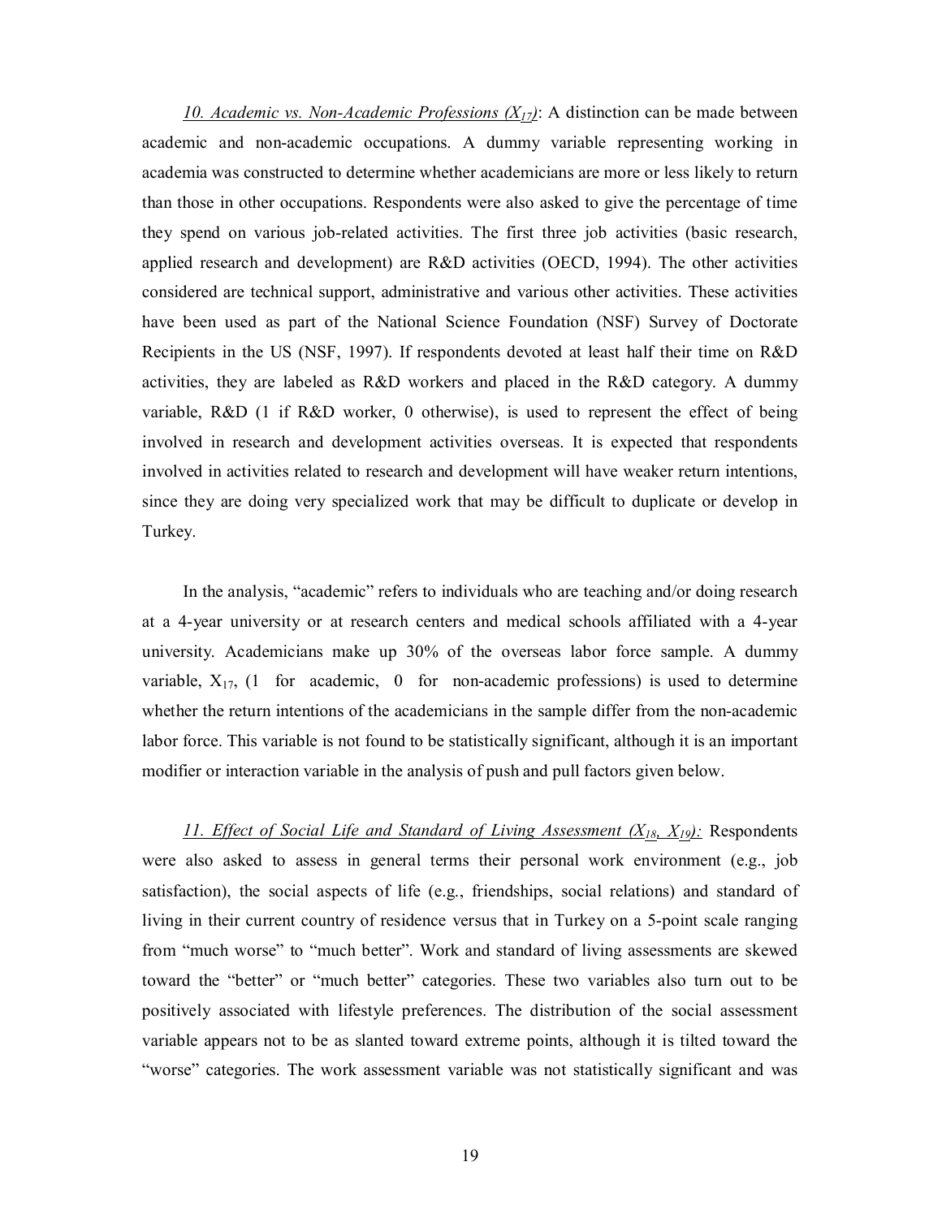*10. Academic vs. Non-Academic Professions ($X_{17}$)*: A distinction can be made between academic and non-academic occupations. A dummy variable representing working in academia was constructed to determine whether academicians are more or less likely to return than those in other occupations. Respondents were also asked to give the percentage of time they spend on various job-related activities. The first three job activities (basic research, applied research and development) are R&D activities (OECD, 1994). The other activities considered are technical support, administrative and various other activities. These activities have been used as part of the National Science Foundation (NSF) Survey of Doctorate Recipients in the US (NSF, 1997). If respondents devoted at least half their time on R&D activities, they are labeled as R&D workers and placed in the R&D category. A dummy variable, R&D (1 if R&D worker, 0 otherwise), is used to represent the effect of being involved in research and development activities overseas. It is expected that respondents involved in activities related to research and development will have weaker return intentions, since they are doing very specialized work that may be difficult to duplicate or develop in Turkey.

In the analysis, "academic" refers to individuals who are teaching and/or doing research at a 4-year university or at research centers and medical schools affiliated with a 4-year university. Academicians make up 30% of the overseas labor force sample. A dummy variable, $X_{17}$, (1 for academic, 0 for non-academic professions) is used to determine whether the return intentions of the academicians in the sample differ from the non-academic labor force. This variable is not found to be statistically significant, although it is an important modifier or interaction variable in the analysis of push and pull factors given below.

*11. Effect of Social Life and Standard of Living Assessment ($X_{18}$, $X_{19}$):* Respondents were also asked to assess in general terms their personal work environment (e.g., job satisfaction), the social aspects of life (e.g., friendships, social relations) and standard of living in their current country of residence versus that in Turkey on a 5-point scale ranging from "much worse" to "much better". Work and standard of living assessments are skewed toward the "better" or "much better" categories. These two variables also turn out to be positively associated with lifestyle preferences. The distribution of the social assessment variable appears not to be as slanted toward extreme points, although it is tilted toward the "worse" categories. The work assessment variable was not statistically significant and was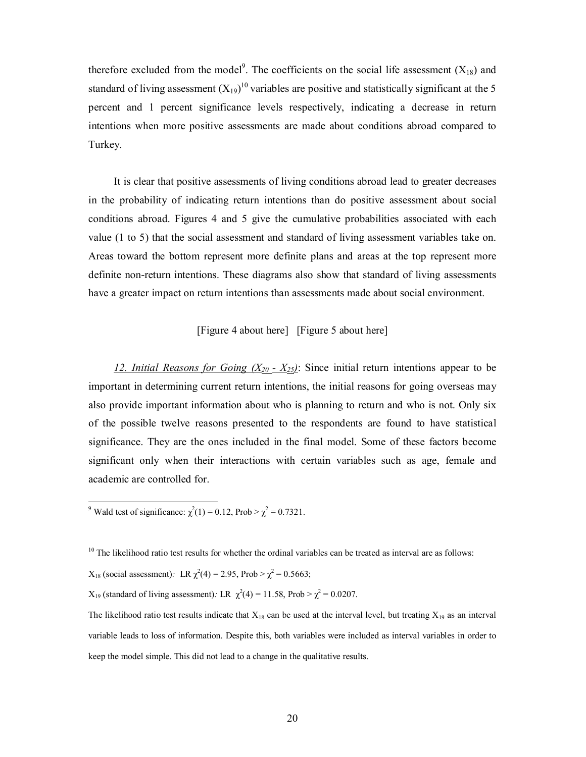therefore excluded from the model[9]. The coefficients on the social life assessment ($X_{18}$) and standard of living assessment ($X_{19}$)[10] variables are positive and statistically significant at the 5 percent and 1 percent significance levels respectively, indicating a decrease in return intentions when more positive assessments are made about conditions abroad compared to Turkey.

It is clear that positive assessments of living conditions abroad lead to greater decreases in the probability of indicating return intentions than do positive assessment about social conditions abroad. Figures 4 and 5 give the cumulative probabilities associated with each value (1 to 5) that the social assessment and standard of living assessment variables take on. Areas toward the bottom represent more definite plans and areas at the top represent more definite non-return intentions. These diagrams also show that standard of living assessments have a greater impact on return intentions than assessments made about social environment.

[Figure 4 about here] [Figure 5 about here]

*12. Initial Reasons for Going ($X_{20}$ - $X_{25}$)*: Since initial return intentions appear to be important in determining current return intentions, the initial reasons for going overseas may also provide important information about who is planning to return and who is not. Only six of the possible twelve reasons presented to the respondents are found to have statistical significance. They are the ones included in the final model. Some of these factors become significant only when their interactions with certain variables such as age, female and academic are controlled for.

---

[9] Wald test of significance: $\chi^2(1) = 0.12$, Prob > $\chi^2 = 0.7321$.

[10] The likelihood ratio test results for whether the ordinal variables can be treated as interval are as follows:

$X_{18}$ (social assessment): LR $\chi^2(4) = 2.95$, Prob > $\chi^2 = 0.5663$;

$X_{19}$ (standard of living assessment): LR $\chi^2(4) = 11.58$, Prob > $\chi^2 = 0.0207$.

The likelihood ratio test results indicate that $X_{18}$ can be used at the interval level, but treating $X_{19}$ as an interval variable leads to loss of information. Despite this, both variables were included as interval variables in order to keep the model simple. This did not lead to a change in the qualitative results.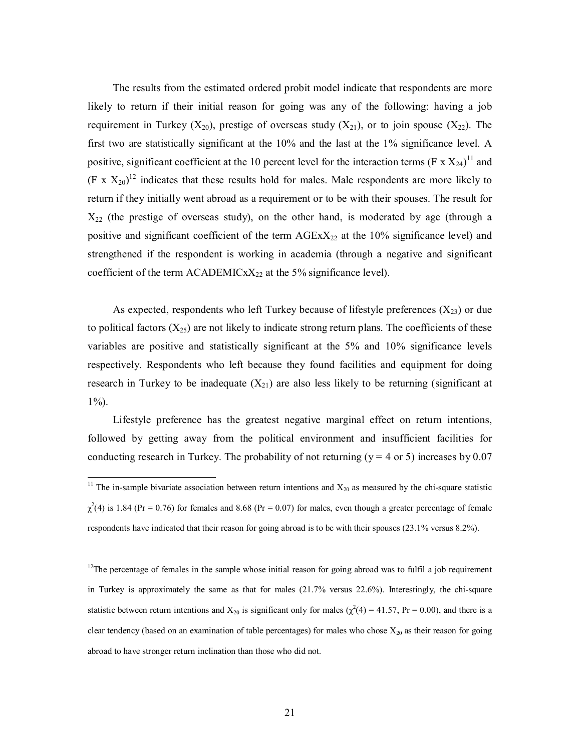The results from the estimated ordered probit model indicate that respondents are more likely to return if their initial reason for going was any of the following: having a job requirement in Turkey ($X_{20}$), prestige of overseas study ($X_{21}$), or to join spouse ($X_{22}$). The first two are statistically significant at the 10% and the last at the 1% significance level. A positive, significant coefficient at the 10 percent level for the interaction terms (F x $X_{24}$)[11] and (F x $X_{20}$)[12] indicates that these results hold for males. Male respondents are more likely to return if they initially went abroad as a requirement or to be with their spouses. The result for $X_{22}$ (the prestige of overseas study), on the other hand, is moderated by age (through a positive and significant coefficient of the term AGEx$X_{22}$ at the 10% significance level) and strengthened if the respondent is working in academia (through a negative and significant coefficient of the term ACADEMICx$X_{22}$ at the 5% significance level).

As expected, respondents who left Turkey because of lifestyle preferences ($X_{23}$) or due to political factors ($X_{25}$) are not likely to indicate strong return plans. The coefficients of these variables are positive and statistically significant at the 5% and 10% significance levels respectively. Respondents who left because they found facilities and equipment for doing research in Turkey to be inadequate ($X_{21}$) are also less likely to be returning (significant at 1%).

Lifestyle preference has the greatest negative marginal effect on return intentions, followed by getting away from the political environment and insufficient facilities for conducting research in Turkey. The probability of not returning (y = 4 or 5) increases by 0.07

---

[11] The in-sample bivariate association between return intentions and $X_{20}$ as measured by the chi-square statistic $\chi^2(4)$ is 1.84 (Pr = 0.76) for females and 8.68 (Pr = 0.07) for males, even though a greater percentage of female respondents have indicated that their reason for going abroad is to be with their spouses (23.1% versus 8.2%).

[12] The percentage of females in the sample whose initial reason for going abroad was to fulfil a job requirement in Turkey is approximately the same as that for males (21.7% versus 22.6%). Interestingly, the chi-square statistic between return intentions and $X_{20}$ is significant only for males ($\chi^2(4) = 41.57$, Pr = 0.00), and there is a clear tendency (based on an examination of table percentages) for males who chose $X_{20}$ as their reason for going abroad to have stronger return inclination than those who did not.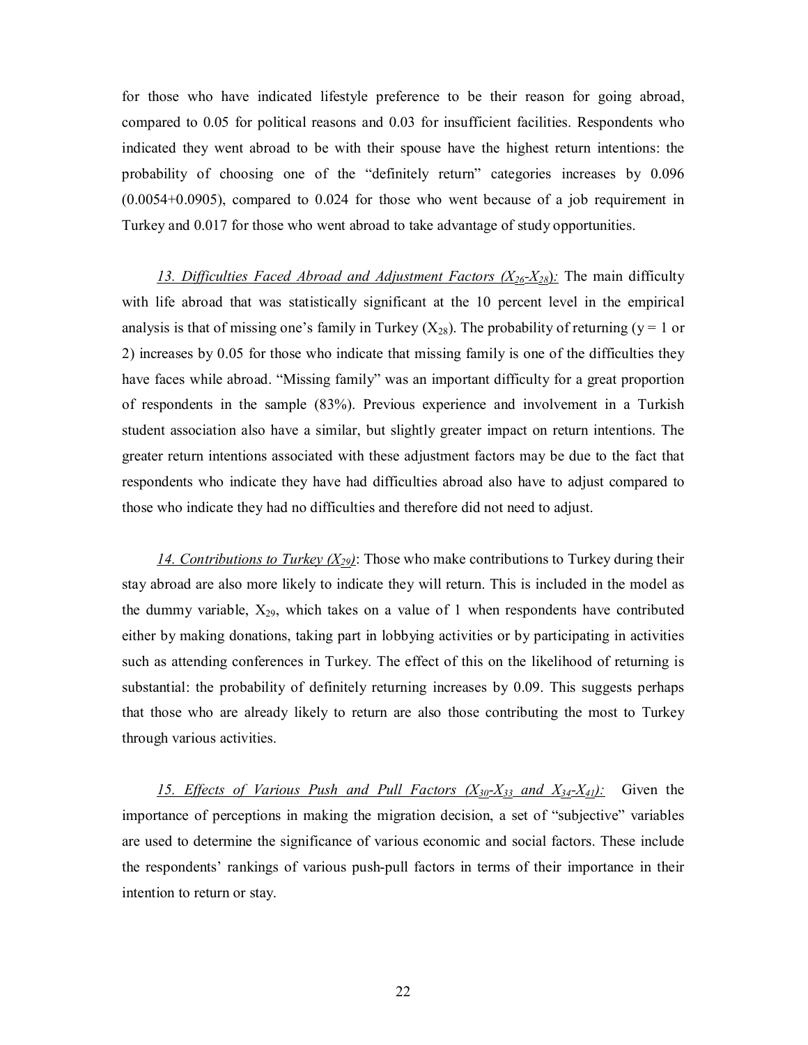for those who have indicated lifestyle preference to be their reason for going abroad, compared to 0.05 for political reasons and 0.03 for insufficient facilities. Respondents who indicated they went abroad to be with their spouse have the highest return intentions: the probability of choosing one of the "definitely return" categories increases by 0.096 (0.0054+0.0905), compared to 0.024 for those who went because of a job requirement in Turkey and 0.017 for those who went abroad to take advantage of study opportunities.

*13. Difficulties Faced Abroad and Adjustment Factors ($X_{26}$-$X_{28}$):* The main difficulty with life abroad that was statistically significant at the 10 percent level in the empirical analysis is that of missing one's family in Turkey ($X_{28}$). The probability of returning ($y = 1$ or 2) increases by 0.05 for those who indicate that missing family is one of the difficulties they have faces while abroad. "Missing family" was an important difficulty for a great proportion of respondents in the sample (83%). Previous experience and involvement in a Turkish student association also have a similar, but slightly greater impact on return intentions. The greater return intentions associated with these adjustment factors may be due to the fact that respondents who indicate they have had difficulties abroad also have to adjust compared to those who indicate they had no difficulties and therefore did not need to adjust.

*14. Contributions to Turkey ($X_{29}$)*: Those who make contributions to Turkey during their stay abroad are also more likely to indicate they will return. This is included in the model as the dummy variable, $X_{29}$, which takes on a value of 1 when respondents have contributed either by making donations, taking part in lobbying activities or by participating in activities such as attending conferences in Turkey. The effect of this on the likelihood of returning is substantial: the probability of definitely returning increases by 0.09. This suggests perhaps that those who are already likely to return are also those contributing the most to Turkey through various activities.

*15. Effects of Various Push and Pull Factors ($X_{30}$-$X_{33}$ and $X_{34}$-$X_{41}$):* Given the importance of perceptions in making the migration decision, a set of "subjective" variables are used to determine the significance of various economic and social factors. These include the respondents' rankings of various push-pull factors in terms of their importance in their intention to return or stay.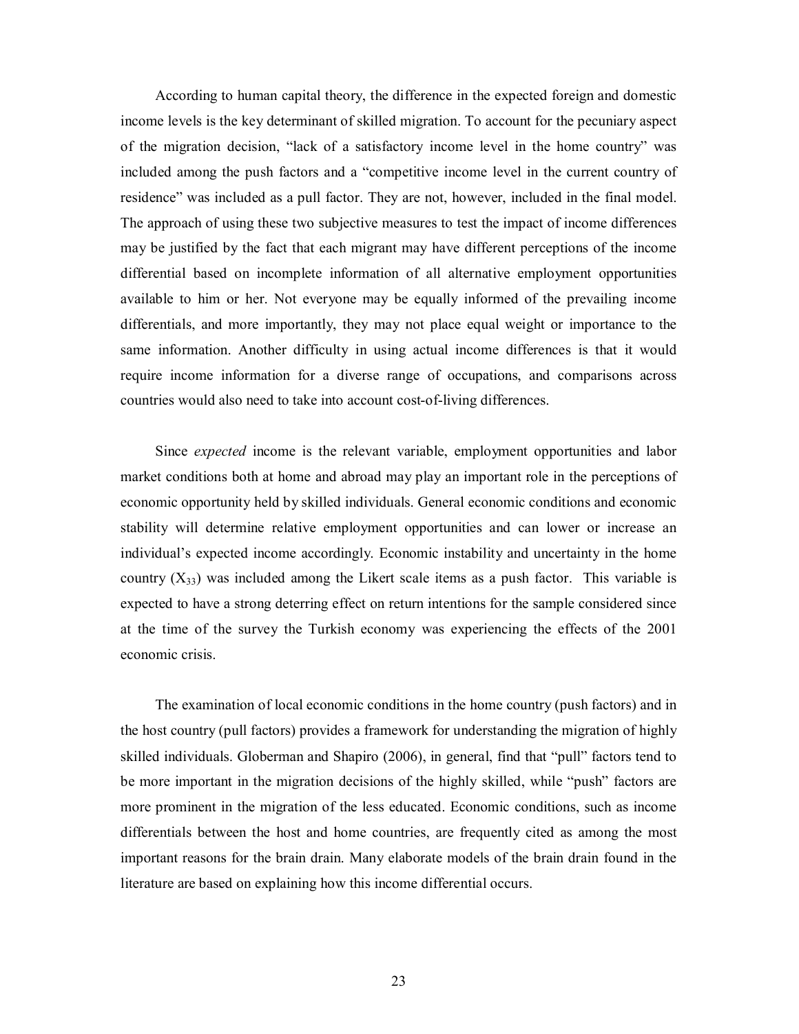According to human capital theory, the difference in the expected foreign and domestic income levels is the key determinant of skilled migration. To account for the pecuniary aspect of the migration decision, "lack of a satisfactory income level in the home country" was included among the push factors and a "competitive income level in the current country of residence" was included as a pull factor. They are not, however, included in the final model. The approach of using these two subjective measures to test the impact of income differences may be justified by the fact that each migrant may have different perceptions of the income differential based on incomplete information of all alternative employment opportunities available to him or her. Not everyone may be equally informed of the prevailing income differentials, and more importantly, they may not place equal weight or importance to the same information. Another difficulty in using actual income differences is that it would require income information for a diverse range of occupations, and comparisons across countries would also need to take into account cost-of-living differences.

Since *expected* income is the relevant variable, employment opportunities and labor market conditions both at home and abroad may play an important role in the perceptions of economic opportunity held by skilled individuals. General economic conditions and economic stability will determine relative employment opportunities and can lower or increase an individual's expected income accordingly. Economic instability and uncertainty in the home country ($X_{33}$) was included among the Likert scale items as a push factor. This variable is expected to have a strong deterring effect on return intentions for the sample considered since at the time of the survey the Turkish economy was experiencing the effects of the 2001 economic crisis.

The examination of local economic conditions in the home country (push factors) and in the host country (pull factors) provides a framework for understanding the migration of highly skilled individuals. Globerman and Shapiro (2006), in general, find that "pull" factors tend to be more important in the migration decisions of the highly skilled, while "push" factors are more prominent in the migration of the less educated. Economic conditions, such as income differentials between the host and home countries, are frequently cited as among the most important reasons for the brain drain. Many elaborate models of the brain drain found in the literature are based on explaining how this income differential occurs.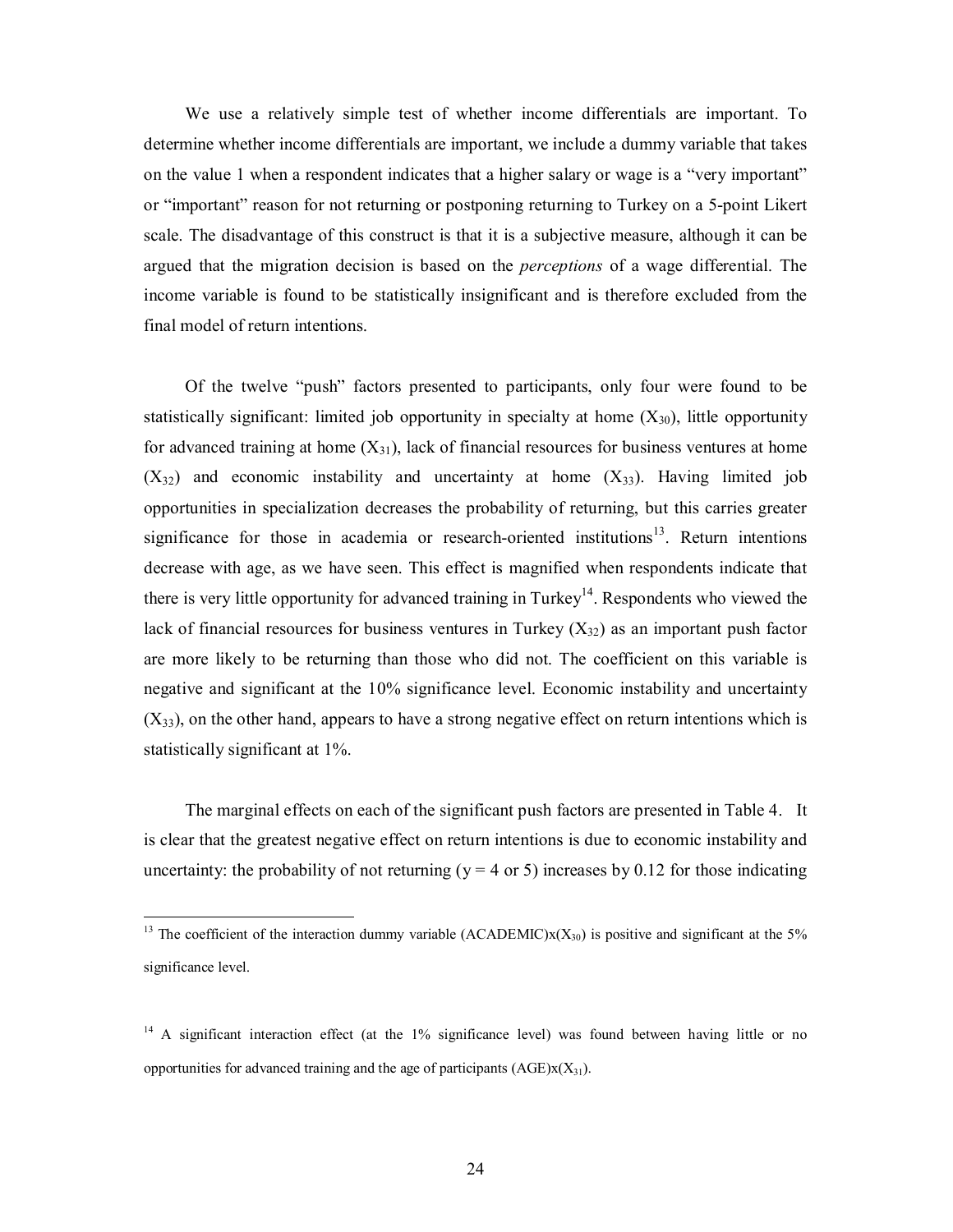We use a relatively simple test of whether income differentials are important. To determine whether income differentials are important, we include a dummy variable that takes on the value 1 when a respondent indicates that a higher salary or wage is a "very important" or "important" reason for not returning or postponing returning to Turkey on a 5-point Likert scale. The disadvantage of this construct is that it is a subjective measure, although it can be argued that the migration decision is based on the *perceptions* of a wage differential. The income variable is found to be statistically insignificant and is therefore excluded from the final model of return intentions.

Of the twelve "push" factors presented to participants, only four were found to be statistically significant: limited job opportunity in specialty at home ($X_{30}$), little opportunity for advanced training at home ($X_{31}$), lack of financial resources for business ventures at home ($X_{32}$) and economic instability and uncertainty at home ($X_{33}$). Having limited job opportunities in specialization decreases the probability of returning, but this carries greater significance for those in academia or research-oriented institutions[13]. Return intentions decrease with age, as we have seen. This effect is magnified when respondents indicate that there is very little opportunity for advanced training in Turkey[14]. Respondents who viewed the lack of financial resources for business ventures in Turkey ($X_{32}$) as an important push factor are more likely to be returning than those who did not. The coefficient on this variable is negative and significant at the 10% significance level. Economic instability and uncertainty ($X_{33}$), on the other hand, appears to have a strong negative effect on return intentions which is statistically significant at 1%.

The marginal effects on each of the significant push factors are presented in Table 4. It is clear that the greatest negative effect on return intentions is due to economic instability and uncertainty: the probability of not returning ($y = 4$ or $5$) increases by 0.12 for those indicating

---

[13] The coefficient of the interaction dummy variable (ACADEMIC)x($X_{30}$) is positive and significant at the 5% significance level.

[14] A significant interaction effect (at the 1% significance level) was found between having little or no opportunities for advanced training and the age of participants (AGE)x($X_{31}$).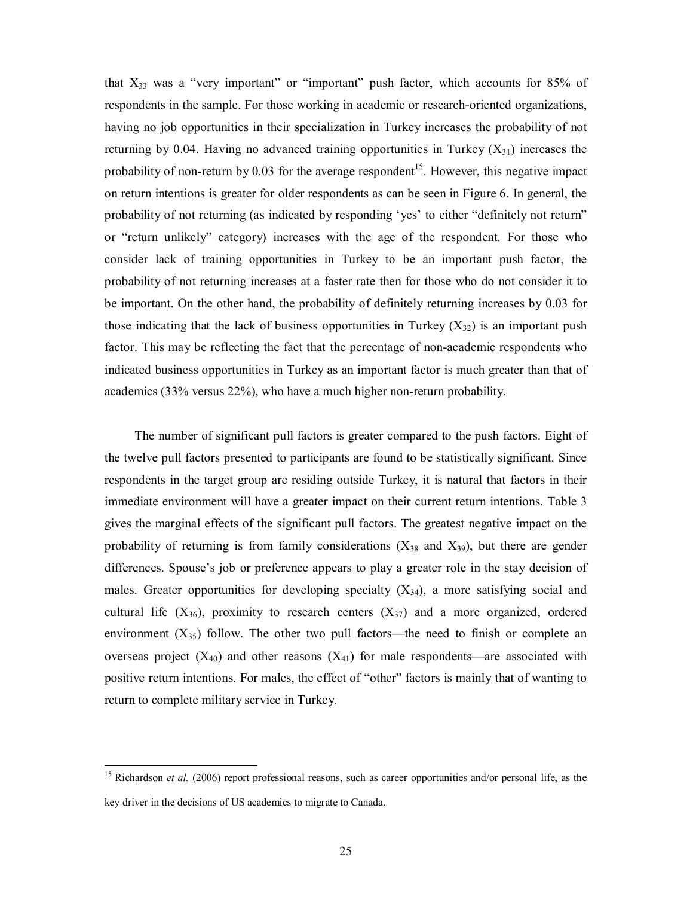that $X_{33}$ was a "very important" or "important" push factor, which accounts for 85% of respondents in the sample. For those working in academic or research-oriented organizations, having no job opportunities in their specialization in Turkey increases the probability of not returning by 0.04. Having no advanced training opportunities in Turkey ($X_{31}$) increases the probability of non-return by 0.03 for the average respondent[15]. However, this negative impact on return intentions is greater for older respondents as can be seen in Figure 6. In general, the probability of not returning (as indicated by responding 'yes' to either "definitely not return" or "return unlikely" category) increases with the age of the respondent. For those who consider lack of training opportunities in Turkey to be an important push factor, the probability of not returning increases at a faster rate then for those who do not consider it to be important. On the other hand, the probability of definitely returning increases by 0.03 for those indicating that the lack of business opportunities in Turkey ($X_{32}$) is an important push factor. This may be reflecting the fact that the percentage of non-academic respondents who indicated business opportunities in Turkey as an important factor is much greater than that of academics (33% versus 22%), who have a much higher non-return probability.

The number of significant pull factors is greater compared to the push factors. Eight of the twelve pull factors presented to participants are found to be statistically significant. Since respondents in the target group are residing outside Turkey, it is natural that factors in their immediate environment will have a greater impact on their current return intentions. Table 3 gives the marginal effects of the significant pull factors. The greatest negative impact on the probability of returning is from family considerations ($X_{38}$ and $X_{39}$), but there are gender differences. Spouse's job or preference appears to play a greater role in the stay decision of males. Greater opportunities for developing specialty ($X_{34}$), a more satisfying social and cultural life ($X_{36}$), proximity to research centers ($X_{37}$) and a more organized, ordered environment ($X_{35}$) follow. The other two pull factors—the need to finish or complete an overseas project ($X_{40}$) and other reasons ($X_{41}$) for male respondents—are associated with positive return intentions. For males, the effect of "other" factors is mainly that of wanting to return to complete military service in Turkey.

[15] Richardson *et al.* (2006) report professional reasons, such as career opportunities and/or personal life, as the key driver in the decisions of US academics to migrate to Canada.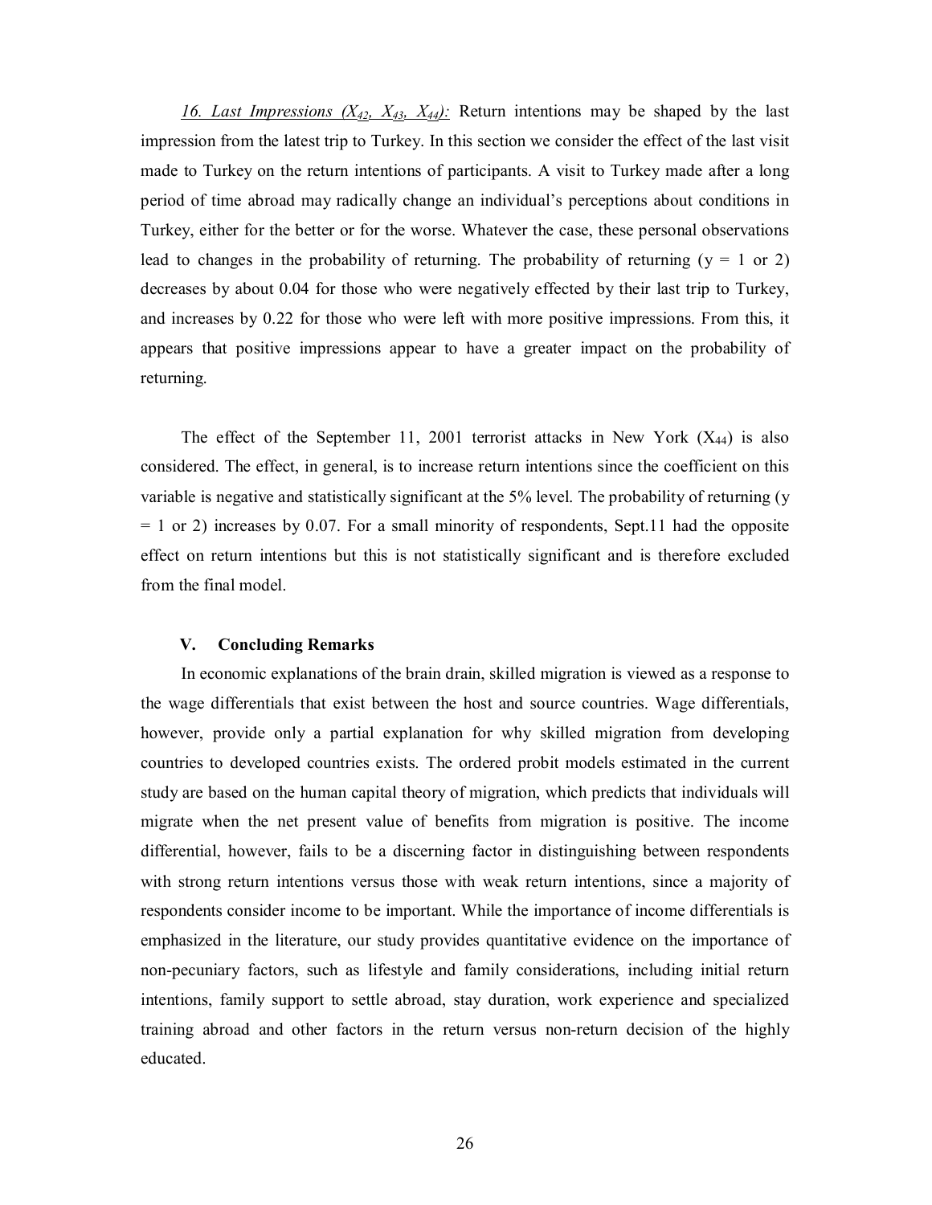*16. Last Impressions ($X_{42}$, $X_{43}$, $X_{44}$):* Return intentions may be shaped by the last impression from the latest trip to Turkey. In this section we consider the effect of the last visit made to Turkey on the return intentions of participants. A visit to Turkey made after a long period of time abroad may radically change an individual's perceptions about conditions in Turkey, either for the better or for the worse. Whatever the case, these personal observations lead to changes in the probability of returning. The probability of returning ($y = 1$ or 2) decreases by about 0.04 for those who were negatively effected by their last trip to Turkey, and increases by 0.22 for those who were left with more positive impressions. From this, it appears that positive impressions appear to have a greater impact on the probability of returning.

The effect of the September 11, 2001 terrorist attacks in New York ($X_{44}$) is also considered. The effect, in general, is to increase return intentions since the coefficient on this variable is negative and statistically significant at the 5% level. The probability of returning ($y = 1$ or 2) increases by 0.07. For a small minority of respondents, Sept.11 had the opposite effect on return intentions but this is not statistically significant and is therefore excluded from the final model.

## V. Concluding Remarks

In economic explanations of the brain drain, skilled migration is viewed as a response to the wage differentials that exist between the host and source countries. Wage differentials, however, provide only a partial explanation for why skilled migration from developing countries to developed countries exists. The ordered probit models estimated in the current study are based on the human capital theory of migration, which predicts that individuals will migrate when the net present value of benefits from migration is positive. The income differential, however, fails to be a discerning factor in distinguishing between respondents with strong return intentions versus those with weak return intentions, since a majority of respondents consider income to be important. While the importance of income differentials is emphasized in the literature, our study provides quantitative evidence on the importance of non-pecuniary factors, such as lifestyle and family considerations, including initial return intentions, family support to settle abroad, stay duration, work experience and specialized training abroad and other factors in the return versus non-return decision of the highly educated.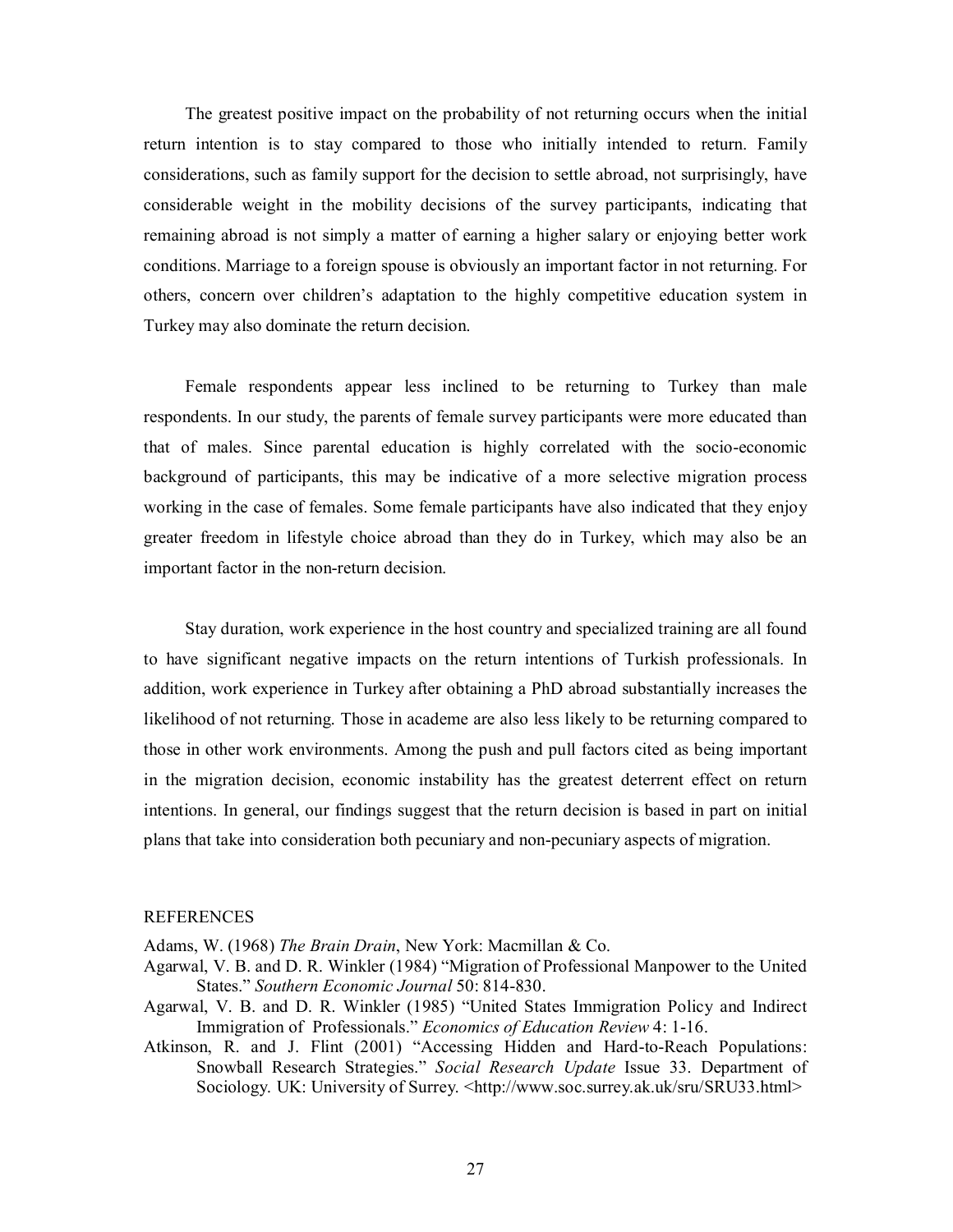The greatest positive impact on the probability of not returning occurs when the initial return intention is to stay compared to those who initially intended to return. Family considerations, such as family support for the decision to settle abroad, not surprisingly, have considerable weight in the mobility decisions of the survey participants, indicating that remaining abroad is not simply a matter of earning a higher salary or enjoying better work conditions. Marriage to a foreign spouse is obviously an important factor in not returning. For others, concern over children's adaptation to the highly competitive education system in Turkey may also dominate the return decision.

Female respondents appear less inclined to be returning to Turkey than male respondents. In our study, the parents of female survey participants were more educated than that of males. Since parental education is highly correlated with the socio-economic background of participants, this may be indicative of a more selective migration process working in the case of females. Some female participants have also indicated that they enjoy greater freedom in lifestyle choice abroad than they do in Turkey, which may also be an important factor in the non-return decision.

Stay duration, work experience in the host country and specialized training are all found to have significant negative impacts on the return intentions of Turkish professionals. In addition, work experience in Turkey after obtaining a PhD abroad substantially increases the likelihood of not returning. Those in academe are also less likely to be returning compared to those in other work environments. Among the push and pull factors cited as being important in the migration decision, economic instability has the greatest deterrent effect on return intentions. In general, our findings suggest that the return decision is based in part on initial plans that take into consideration both pecuniary and non-pecuniary aspects of migration.

## REFERENCES

Adams, W. (1968) *The Brain Drain*, New York: Macmillan & Co.

Agarwal, V. B. and D. R. Winkler (1984) "Migration of Professional Manpower to the United States." *Southern Economic Journal* 50: 814-830.

Agarwal, V. B. and D. R. Winkler (1985) "United States Immigration Policy and Indirect Immigration of Professionals." *Economics of Education Review* 4: 1-16.

Atkinson, R. and J. Flint (2001) "Accessing Hidden and Hard-to-Reach Populations: Snowball Research Strategies." *Social Research Update* Issue 33. Department of Sociology. UK: University of Surrey. <http://www.soc.surrey.ak.uk/sru/SRU33.html>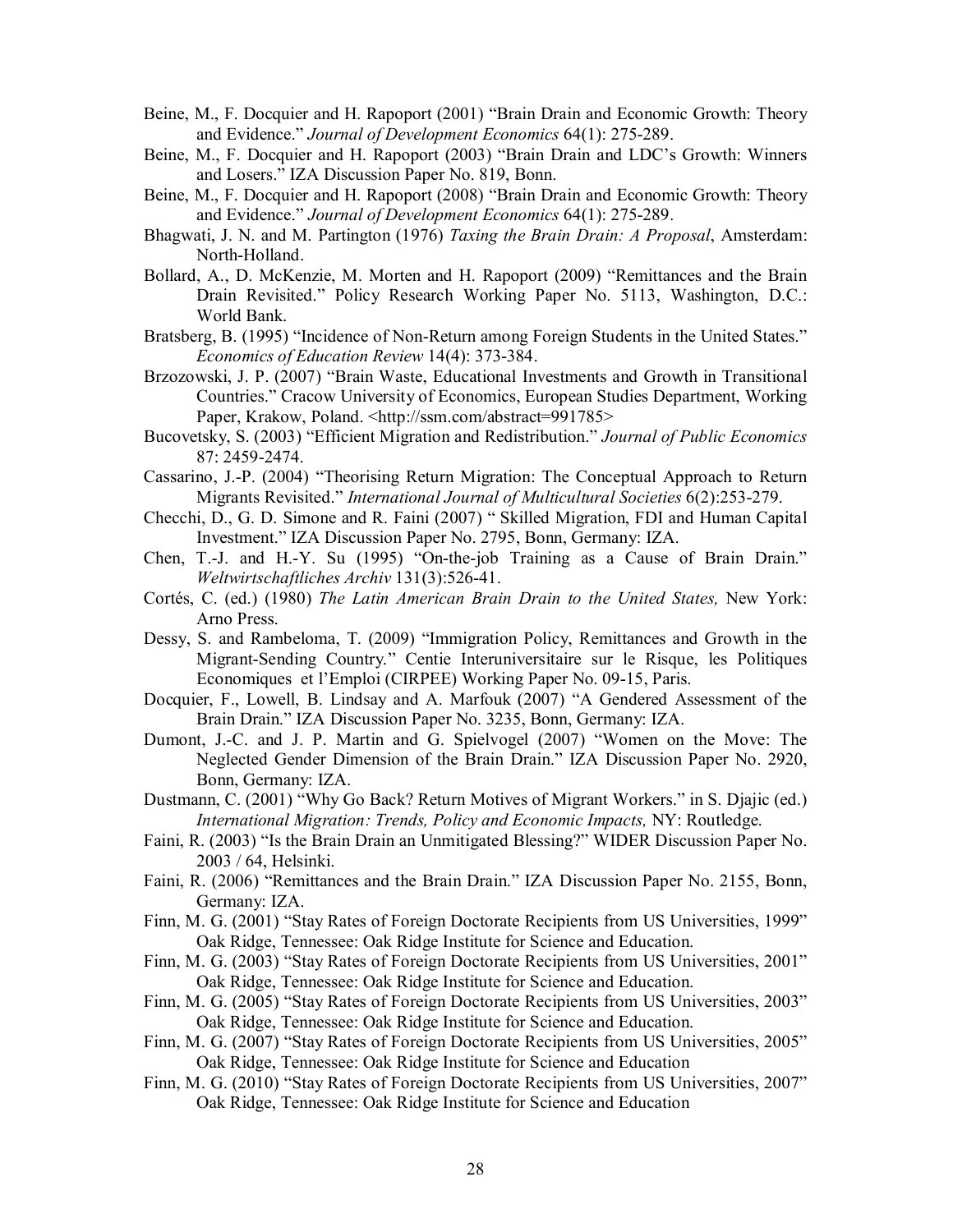Beine, M., F. Docquier and H. Rapoport (2001) "Brain Drain and Economic Growth: Theory and Evidence." *Journal of Development Economics* 64(1): 275-289.

Beine, M., F. Docquier and H. Rapoport (2003) "Brain Drain and LDC's Growth: Winners and Losers." IZA Discussion Paper No. 819, Bonn.

Beine, M., F. Docquier and H. Rapoport (2008) "Brain Drain and Economic Growth: Theory and Evidence." *Journal of Development Economics* 64(1): 275-289.

Bhagwati, J. N. and M. Partington (1976) *Taxing the Brain Drain: A Proposal*, Amsterdam: North-Holland.

Bollard, A., D. McKenzie, M. Morten and H. Rapoport (2009) "Remittances and the Brain Drain Revisited." Policy Research Working Paper No. 5113, Washington, D.C.: World Bank.

Bratsberg, B. (1995) "Incidence of Non-Return among Foreign Students in the United States." *Economics of Education Review* 14(4): 373-384.

Brzozowski, J. P. (2007) "Brain Waste, Educational Investments and Growth in Transitional Countries." Cracow University of Economics, European Studies Department, Working Paper, Krakow, Poland. <http://ssm.com/abstract=991785>

Bucovetsky, S. (2003) "Efficient Migration and Redistribution." *Journal of Public Economics* 87: 2459-2474.

Cassarino, J.-P. (2004) "Theorising Return Migration: The Conceptual Approach to Return Migrants Revisited." *International Journal of Multicultural Societies* 6(2):253-279.

Checchi, D., G. D. Simone and R. Faini (2007) " Skilled Migration, FDI and Human Capital Investment." IZA Discussion Paper No. 2795, Bonn, Germany: IZA.

Chen, T.-J. and H.-Y. Su (1995) "On-the-job Training as a Cause of Brain Drain." *Weltwirtschaftliches Archiv* 131(3):526-41.

Cortés, C. (ed.) (1980) *The Latin American Brain Drain to the United States,* New York: Arno Press.

Dessy, S. and Rambeloma, T. (2009) "Immigration Policy, Remittances and Growth in the Migrant-Sending Country." Centie Interuniversitaire sur le Risque, les Politiques Economiques et l'Emploi (CIRPEE) Working Paper No. 09-15, Paris.

Docquier, F., Lowell, B. Lindsay and A. Marfouk (2007) "A Gendered Assessment of the Brain Drain." IZA Discussion Paper No. 3235, Bonn, Germany: IZA.

Dumont, J.-C. and J. P. Martin and G. Spielvogel (2007) "Women on the Move: The Neglected Gender Dimension of the Brain Drain." IZA Discussion Paper No. 2920, Bonn, Germany: IZA.

Dustmann, C. (2001) "Why Go Back? Return Motives of Migrant Workers." in S. Djajic (ed.) *International Migration: Trends, Policy and Economic Impacts,* NY: Routledge.

Faini, R. (2003) "Is the Brain Drain an Unmitigated Blessing?" WIDER Discussion Paper No. 2003 / 64, Helsinki.

Faini, R. (2006) "Remittances and the Brain Drain." IZA Discussion Paper No. 2155, Bonn, Germany: IZA.

Finn, M. G. (2001) "Stay Rates of Foreign Doctorate Recipients from US Universities, 1999" Oak Ridge, Tennessee: Oak Ridge Institute for Science and Education.

Finn, M. G. (2003) "Stay Rates of Foreign Doctorate Recipients from US Universities, 2001" Oak Ridge, Tennessee: Oak Ridge Institute for Science and Education.

Finn, M. G. (2005) "Stay Rates of Foreign Doctorate Recipients from US Universities, 2003" Oak Ridge, Tennessee: Oak Ridge Institute for Science and Education.

Finn, M. G. (2007) "Stay Rates of Foreign Doctorate Recipients from US Universities, 2005" Oak Ridge, Tennessee: Oak Ridge Institute for Science and Education

Finn, M. G. (2010) "Stay Rates of Foreign Doctorate Recipients from US Universities, 2007" Oak Ridge, Tennessee: Oak Ridge Institute for Science and Education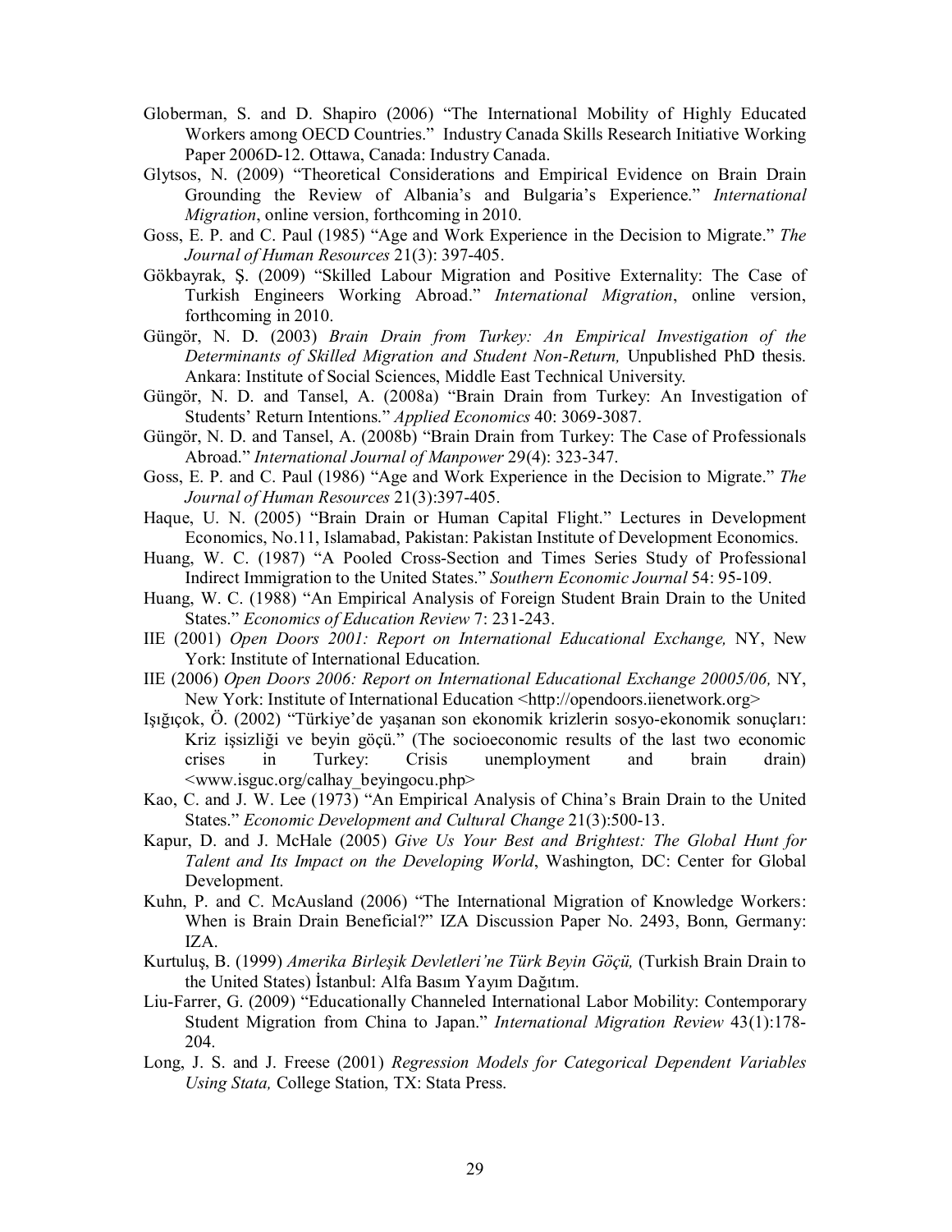Globerman, S. and D. Shapiro (2006) "The International Mobility of Highly Educated Workers among OECD Countries." Industry Canada Skills Research Initiative Working Paper 2006D-12. Ottawa, Canada: Industry Canada.

Glytsos, N. (2009) "Theoretical Considerations and Empirical Evidence on Brain Drain Grounding the Review of Albania's and Bulgaria's Experience." *International Migration*, online version, forthcoming in 2010.

Goss, E. P. and C. Paul (1985) "Age and Work Experience in the Decision to Migrate." *The Journal of Human Resources* 21(3): 397-405.

Gökbayrak, Ş. (2009) "Skilled Labour Migration and Positive Externality: The Case of Turkish Engineers Working Abroad." *International Migration*, online version, forthcoming in 2010.

Güngör, N. D. (2003) *Brain Drain from Turkey: An Empirical Investigation of the Determinants of Skilled Migration and Student Non-Return,* Unpublished PhD thesis. Ankara: Institute of Social Sciences, Middle East Technical University.

Güngör, N. D. and Tansel, A. (2008a) "Brain Drain from Turkey: An Investigation of Students' Return Intentions." *Applied Economics* 40: 3069-3087.

Güngör, N. D. and Tansel, A. (2008b) "Brain Drain from Turkey: The Case of Professionals Abroad." *International Journal of Manpower* 29(4): 323-347.

Goss, E. P. and C. Paul (1986) "Age and Work Experience in the Decision to Migrate." *The Journal of Human Resources* 21(3):397-405.

Haque, U. N. (2005) "Brain Drain or Human Capital Flight." Lectures in Development Economics, No.11, Islamabad, Pakistan: Pakistan Institute of Development Economics.

Huang, W. C. (1987) "A Pooled Cross-Section and Times Series Study of Professional Indirect Immigration to the United States." *Southern Economic Journal* 54: 95-109.

Huang, W. C. (1988) "An Empirical Analysis of Foreign Student Brain Drain to the United States." *Economics of Education Review* 7: 231-243.

IIE (2001) *Open Doors 2001: Report on International Educational Exchange,* NY, New York: Institute of International Education.

IIE (2006) *Open Doors 2006: Report on International Educational Exchange 20005/06,* NY, New York: Institute of International Education <http://opendoors.iienetwork.org>

Işığıçok, Ö. (2002) "Türkiye'de yaşanan son ekonomik krizlerin sosyo-ekonomik sonuçları: Kriz işsizliği ve beyin göçü." (The socioeconomic results of the last two economic crises in Turkey: Crisis unemployment and brain drain) <www.isguc.org/calhay_beyingocu.php>

Kao, C. and J. W. Lee (1973) "An Empirical Analysis of China's Brain Drain to the United States." *Economic Development and Cultural Change* 21(3):500-13.

Kapur, D. and J. McHale (2005) *Give Us Your Best and Brightest: The Global Hunt for Talent and Its Impact on the Developing World*, Washington, DC: Center for Global Development.

Kuhn, P. and C. McAusland (2006) "The International Migration of Knowledge Workers: When is Brain Drain Beneficial?" IZA Discussion Paper No. 2493, Bonn, Germany: IZA.

Kurtuluş, B. (1999) *Amerika Birleşik Devletleri'ne Türk Beyin Göçü,* (Turkish Brain Drain to the United States) İstanbul: Alfa Basım Yayım Dağıtım.

Liu-Farrer, G. (2009) "Educationally Channeled International Labor Mobility: Contemporary Student Migration from China to Japan." *International Migration Review* 43(1):178-204.

Long, J. S. and J. Freese (2001) *Regression Models for Categorical Dependent Variables Using Stata,* College Station, TX: Stata Press.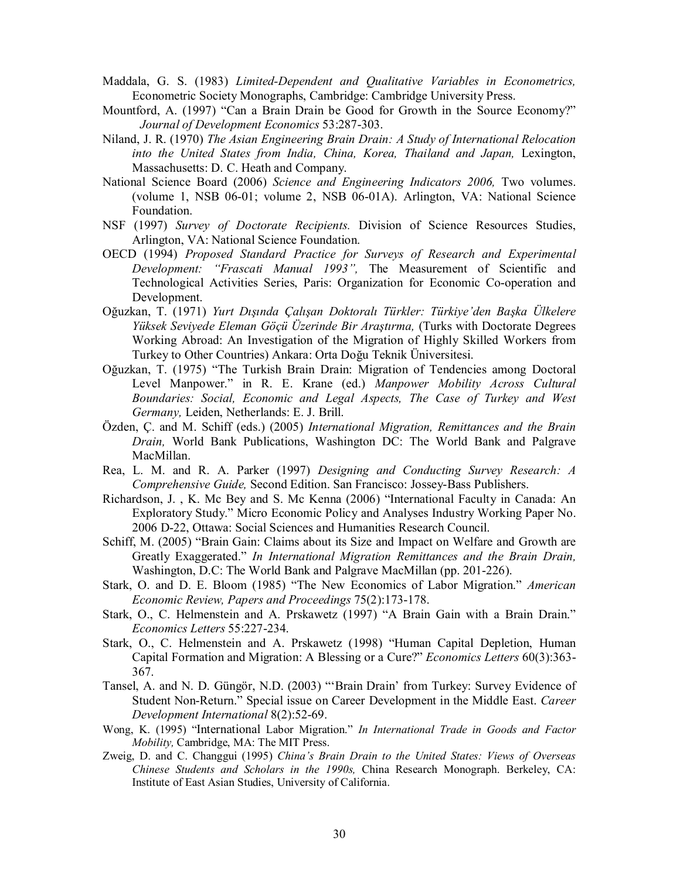Maddala, G. S. (1983) *Limited-Dependent and Qualitative Variables in Econometrics,* Econometric Society Monographs, Cambridge: Cambridge University Press.

Mountford, A. (1997) "Can a Brain Drain be Good for Growth in the Source Economy?" *Journal of Development Economics* 53:287-303.

Niland, J. R. (1970) *The Asian Engineering Brain Drain: A Study of International Relocation into the United States from India, China, Korea, Thailand and Japan,* Lexington, Massachusetts: D. C. Heath and Company.

National Science Board (2006) *Science and Engineering Indicators 2006,* Two volumes. (volume 1, NSB 06-01; volume 2, NSB 06-01A). Arlington, VA: National Science Foundation.

NSF (1997) *Survey of Doctorate Recipients.* Division of Science Resources Studies, Arlington, VA: National Science Foundation.

OECD (1994) *Proposed Standard Practice for Surveys of Research and Experimental Development: "Frascati Manual 1993",* The Measurement of Scientific and Technological Activities Series, Paris: Organization for Economic Co-operation and Development.

Oğuzkan, T. (1971) *Yurt Dışında Çalışan Doktoralı Türkler: Türkiye'den Başka Ülkelere Yüksek Seviyede Eleman Göçü Üzerinde Bir Araştırma,* (Turks with Doctorate Degrees Working Abroad: An Investigation of the Migration of Highly Skilled Workers from Turkey to Other Countries) Ankara: Orta Doğu Teknik Üniversitesi.

Oğuzkan, T. (1975) "The Turkish Brain Drain: Migration of Tendencies among Doctoral Level Manpower." in R. E. Krane (ed.) *Manpower Mobility Across Cultural Boundaries: Social, Economic and Legal Aspects, The Case of Turkey and West Germany,* Leiden, Netherlands: E. J. Brill.

Özden, Ç. and M. Schiff (eds.) (2005) *International Migration, Remittances and the Brain Drain,* World Bank Publications, Washington DC: The World Bank and Palgrave MacMillan.

Rea, L. M. and R. A. Parker (1997) *Designing and Conducting Survey Research: A Comprehensive Guide,* Second Edition. San Francisco: Jossey-Bass Publishers.

Richardson, J. , K. Mc Bey and S. Mc Kenna (2006) "International Faculty in Canada: An Exploratory Study." Micro Economic Policy and Analyses Industry Working Paper No. 2006 D-22, Ottawa: Social Sciences and Humanities Research Council.

Schiff, M. (2005) "Brain Gain: Claims about its Size and Impact on Welfare and Growth are Greatly Exaggerated." *In International Migration Remittances and the Brain Drain,* Washington, D.C: The World Bank and Palgrave MacMillan (pp. 201-226).

Stark, O. and D. E. Bloom (1985) "The New Economics of Labor Migration." *American Economic Review, Papers and Proceedings* 75(2):173-178.

Stark, O., C. Helmenstein and A. Prskawetz (1997) "A Brain Gain with a Brain Drain." *Economics Letters* 55:227-234.

Stark, O., C. Helmenstein and A. Prskawetz (1998) "Human Capital Depletion, Human Capital Formation and Migration: A Blessing or a Cure?" *Economics Letters* 60(3):363-367.

Tansel, A. and N. D. Güngör, N.D. (2003) "'Brain Drain' from Turkey: Survey Evidence of Student Non-Return." Special issue on Career Development in the Middle East. *Career Development International* 8(2):52-69.

Wong, K. (1995) "International Labor Migration." *In International Trade in Goods and Factor Mobility,* Cambridge, MA: The MIT Press.

Zweig, D. and C. Changgui (1995) *China's Brain Drain to the United States: Views of Overseas Chinese Students and Scholars in the 1990s,* China Research Monograph. Berkeley, CA: Institute of East Asian Studies, University of California.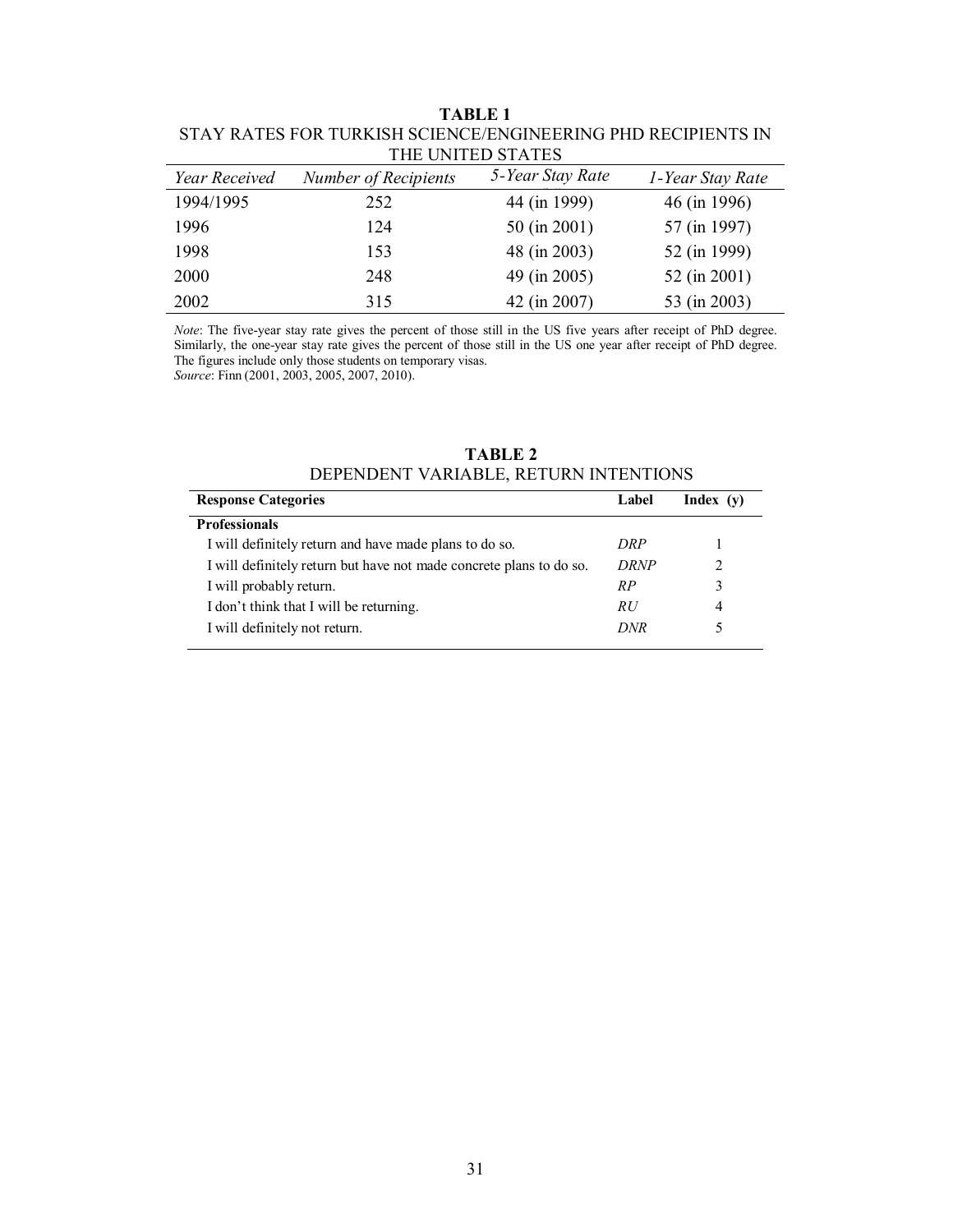**TABLE 1**
STAY RATES FOR TURKISH SCIENCE/ENGINEERING PHD RECIPIENTS IN THE UNITED STATES

| *Year Received* | *Number of Recipients* | *5-Year Stay Rate* | *1-Year Stay Rate* |
|---|---|---|---|
| 1994/1995 | 252 | 44 (in 1999) | 46 (in 1996) |
| 1996 | 124 | 50 (in 2001) | 57 (in 1997) |
| 1998 | 153 | 48 (in 2003) | 52 (in 1999) |
| 2000 | 248 | 49 (in 2005) | 52 (in 2001) |
| 2002 | 315 | 42 (in 2007) | 53 (in 2003) |

*Note*: The five-year stay rate gives the percent of those still in the US five years after receipt of PhD degree. Similarly, the one-year stay rate gives the percent of those still in the US one year after receipt of PhD degree. The figures include only those students on temporary visas.
*Source*: Finn (2001, 2003, 2005, 2007, 2010).

**TABLE 2**
DEPENDENT VARIABLE, RETURN INTENTIONS

| **Response Categories** | **Label** | **Index (y)** |
|---|---|---|
| **Professionals** | | |
| I will definitely return and have made plans to do so. | *DRP* | 1 |
| I will definitely return but have not made concrete plans to do so. | *DRNP* | 2 |
| I will probably return. | *RP* | 3 |
| I don't think that I will be returning. | *RU* | 4 |
| I will definitely not return. | *DNR* | 5 |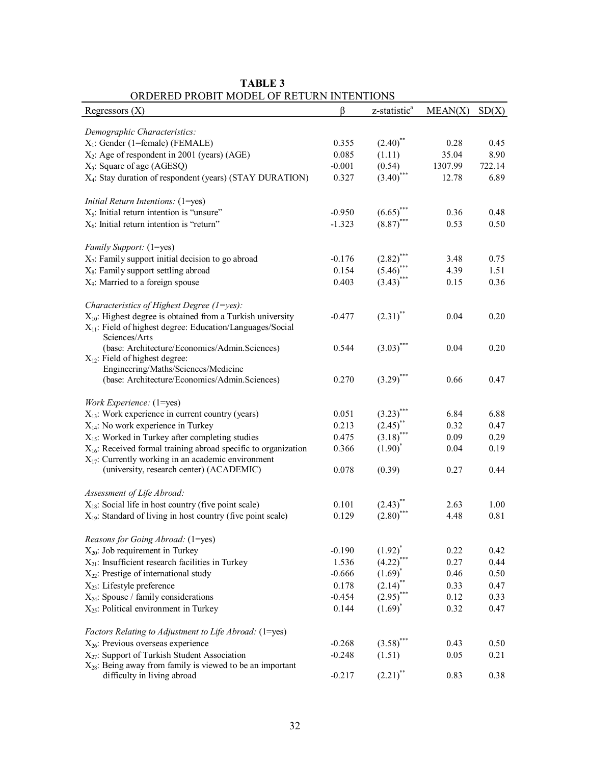**TABLE 3**

ORDERED PROBIT MODEL OF RETURN INTENTIONS

| Regressors (X) | β | z-statistic[a] | MEAN(X) | SD(X) |
|---|---|---|---|---|
| *Demographic Characteristics:* | | | | |
| $X_1$: Gender (1=female) (FEMALE) | 0.355 | (2.40)** | 0.28 | 0.45 |
| $X_2$: Age of respondent in 2001 (years) (AGE) | 0.085 | (1.11) | 35.04 | 8.90 |
| $X_3$: Square of age (AGESQ) | -0.001 | (0.54) | 1307.99 | 722.14 |
| $X_4$: Stay duration of respondent (years) (STAY DURATION) | 0.327 | (3.40)*** | 12.78 | 6.89 |
| *Initial Return Intentions:* (1=yes) | | | | |
| $X_5$: Initial return intention is "unsure" | -0.950 | (6.65)*** | 0.36 | 0.48 |
| $X_6$: Initial return intention is "return" | -1.323 | (8.87)*** | 0.53 | 0.50 |
| *Family Support:* (1=yes) | | | | |
| $X_7$: Family support initial decision to go abroad | -0.176 | (2.82)*** | 3.48 | 0.75 |
| $X_8$: Family support settling abroad | 0.154 | (5.46)*** | 4.39 | 1.51 |
| $X_9$: Married to a foreign spouse | 0.403 | (3.43)*** | 0.15 | 0.36 |
| *Characteristics of Highest Degree (1=yes):* | | | | |
| $X_{10}$: Highest degree is obtained from a Turkish university | -0.477 | (2.31)** | 0.04 | 0.20 |
| $X_{11}$: Field of highest degree: Education/Languages/Social Sciences/Arts (base: Architecture/Economics/Admin.Sciences) | 0.544 | (3.03)*** | 0.04 | 0.20 |
| $X_{12}$: Field of highest degree: Engineering/Maths/Sciences/Medicine (base: Architecture/Economics/Admin.Sciences) | 0.270 | (3.29)*** | 0.66 | 0.47 |
| *Work Experience:* (1=yes) | | | | |
| $X_{13}$: Work experience in current country (years) | 0.051 | (3.23)*** | 6.84 | 6.88 |
| $X_{14}$: No work experience in Turkey | 0.213 | (2.45)** | 0.32 | 0.47 |
| $X_{15}$: Worked in Turkey after completing studies | 0.475 | (3.18)*** | 0.09 | 0.29 |
| $X_{16}$: Received formal training abroad specific to organization | 0.366 | (1.90)* | 0.04 | 0.19 |
| $X_{17}$: Currently working in an academic environment (university, research center) (ACADEMIC) | 0.078 | (0.39) | 0.27 | 0.44 |
| *Assessment of Life Abroad:* | | | | |
| $X_{18}$: Social life in host country (five point scale) | 0.101 | (2.43)** | 2.63 | 1.00 |
| $X_{19}$: Standard of living in host country (five point scale) | 0.129 | (2.80)*** | 4.48 | 0.81 |
| *Reasons for Going Abroad:* (1=yes) | | | | |
| $X_{20}$: Job requirement in Turkey | -0.190 | (1.92)* | 0.22 | 0.42 |
| $X_{21}$: Insufficient research facilities in Turkey | 1.536 | (4.22)*** | 0.27 | 0.44 |
| $X_{22}$: Prestige of international study | -0.666 | (1.69)* | 0.46 | 0.50 |
| $X_{23}$: Lifestyle preference | 0.178 | (2.14)** | 0.33 | 0.47 |
| $X_{24}$: Spouse / family considerations | -0.454 | (2.95)*** | 0.12 | 0.33 |
| $X_{25}$: Political environment in Turkey | 0.144 | (1.69)* | 0.32 | 0.47 |
| *Factors Relating to Adjustment to Life Abroad:* (1=yes) | | | | |
| $X_{26}$: Previous overseas experience | -0.268 | (3.58)*** | 0.43 | 0.50 |
| $X_{27}$: Support of Turkish Student Association | -0.248 | (1.51) | 0.05 | 0.21 |
| $X_{28}$: Being away from family is viewed to be an important difficulty in living abroad | -0.217 | (2.21)** | 0.83 | 0.38 |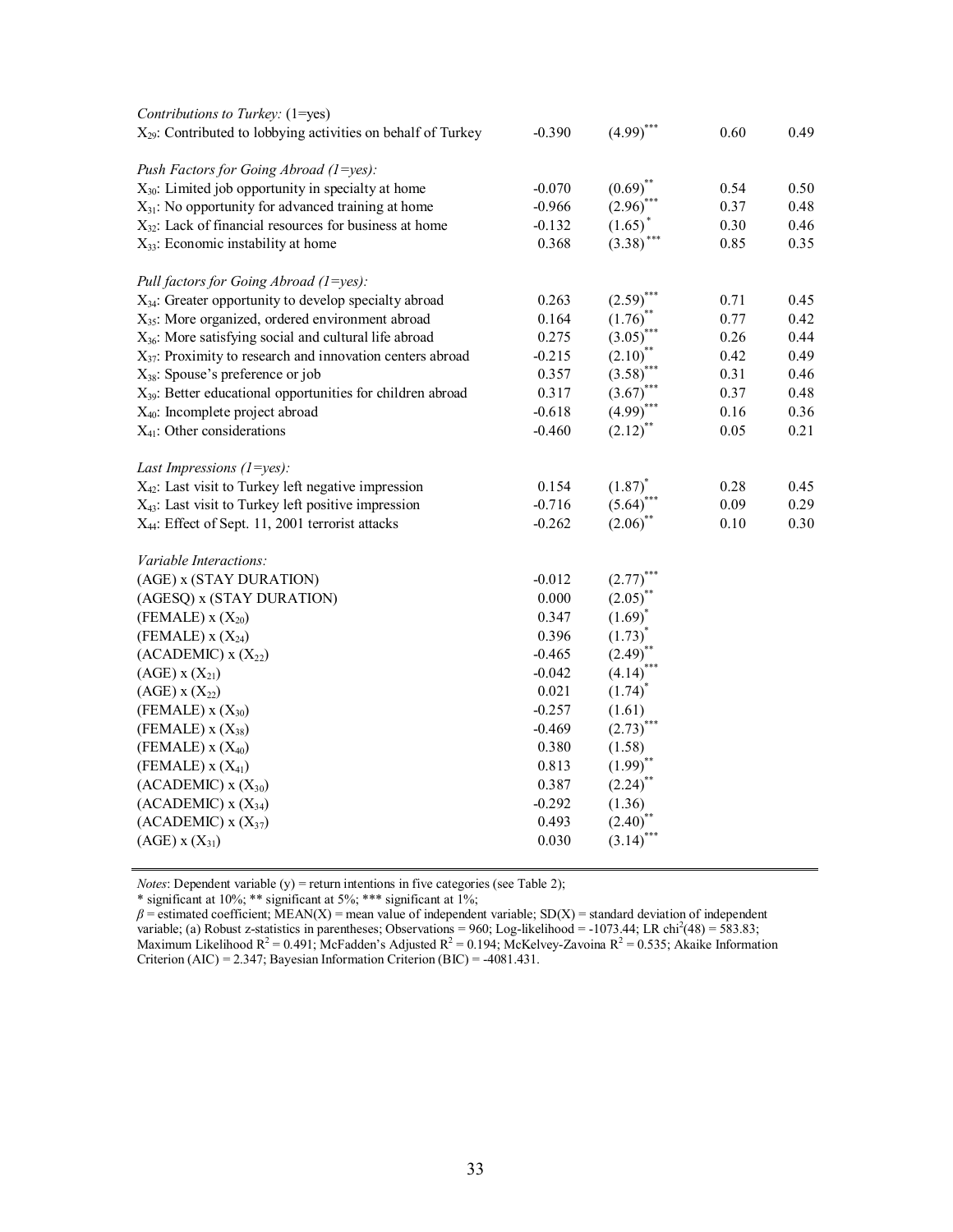| | | | | |
|---|---|---|---|---|
| *Contributions to Turkey:* (1=yes) | | | | |
| $X_{29}$: Contributed to lobbying activities on behalf of Turkey | -0.390 | $(4.99)^{***}$ | 0.60 | 0.49 |
| *Push Factors for Going Abroad (1=yes):* | | | | |
| $X_{30}$: Limited job opportunity in specialty at home | -0.070 | $(0.69)^{**}$ | 0.54 | 0.50 |
| $X_{31}$: No opportunity for advanced training at home | -0.966 | $(2.96)^{***}$ | 0.37 | 0.48 |
| $X_{32}$: Lack of financial resources for business at home | -0.132 | $(1.65)^{*}$ | 0.30 | 0.46 |
| $X_{33}$: Economic instability at home | 0.368 | $(3.38)^{***}$ | 0.85 | 0.35 |
| *Pull factors for Going Abroad (1=yes):* | | | | |
| $X_{34}$: Greater opportunity to develop specialty abroad | 0.263 | $(2.59)^{***}$ | 0.71 | 0.45 |
| $X_{35}$: More organized, ordered environment abroad | 0.164 | $(1.76)^{**}$ | 0.77 | 0.42 |
| $X_{36}$: More satisfying social and cultural life abroad | 0.275 | $(3.05)^{***}$ | 0.26 | 0.44 |
| $X_{37}$: Proximity to research and innovation centers abroad | -0.215 | $(2.10)^{**}$ | 0.42 | 0.49 |
| $X_{38}$: Spouse's preference or job | 0.357 | $(3.58)^{***}$ | 0.31 | 0.46 |
| $X_{39}$: Better educational opportunities for children abroad | 0.317 | $(3.67)^{***}$ | 0.37 | 0.48 |
| $X_{40}$: Incomplete project abroad | -0.618 | $(4.99)^{***}$ | 0.16 | 0.36 |
| $X_{41}$: Other considerations | -0.460 | $(2.12)^{**}$ | 0.05 | 0.21 |
| *Last Impressions (1=yes):* | | | | |
| $X_{42}$: Last visit to Turkey left negative impression | 0.154 | $(1.87)^{*}$ | 0.28 | 0.45 |
| $X_{43}$: Last visit to Turkey left positive impression | -0.716 | $(5.64)^{***}$ | 0.09 | 0.29 |
| $X_{44}$: Effect of Sept. 11, 2001 terrorist attacks | -0.262 | $(2.06)^{**}$ | 0.10 | 0.30 |
| *Variable Interactions:* | | | | |
| (AGE) x (STAY DURATION) | -0.012 | $(2.77)^{***}$ | | |
| (AGESQ) x (STAY DURATION) | 0.000 | $(2.05)^{**}$ | | |
| (FEMALE) x ($X_{20}$) | 0.347 | $(1.69)^{*}$ | | |
| (FEMALE) x ($X_{24}$) | 0.396 | $(1.73)^{*}$ | | |
| (ACADEMIC) x ($X_{22}$) | -0.465 | $(2.49)^{**}$ | | |
| (AGE) x ($X_{21}$) | -0.042 | $(4.14)^{***}$ | | |
| (AGE) x ($X_{22}$) | 0.021 | $(1.74)^{*}$ | | |
| (FEMALE) x ($X_{30}$) | -0.257 | (1.61) | | |
| (FEMALE) x ($X_{38}$) | -0.469 | $(2.73)^{***}$ | | |
| (FEMALE) x ($X_{40}$) | 0.380 | (1.58) | | |
| (FEMALE) x ($X_{41}$) | 0.813 | $(1.99)^{**}$ | | |
| (ACADEMIC) x ($X_{30}$) | 0.387 | $(2.24)^{**}$ | | |
| (ACADEMIC) x ($X_{34}$) | -0.292 | (1.36) | | |
| (ACADEMIC) x ($X_{37}$) | 0.493 | $(2.40)^{**}$ | | |
| (AGE) x ($X_{31}$) | 0.030 | $(3.14)^{***}$ | | |

*Notes*: Dependent variable (y) = return intentions in five categories (see Table 2);
\* significant at 10%; ** significant at 5%; *** significant at 1%;
$\beta$ = estimated coefficient; MEAN(X) = mean value of independent variable; SD(X) = standard deviation of independent variable; (a) Robust z-statistics in parentheses; Observations = 960; Log-likelihood = -1073.44; LR $chi^2(48)$ = 583.83; Maximum Likelihood $R^2$ = 0.491; McFadden's Adjusted $R^2$ = 0.194; McKelvey-Zavoina $R^2$ = 0.535; Akaike Information Criterion (AIC) = 2.347; Bayesian Information Criterion (BIC) = -4081.431.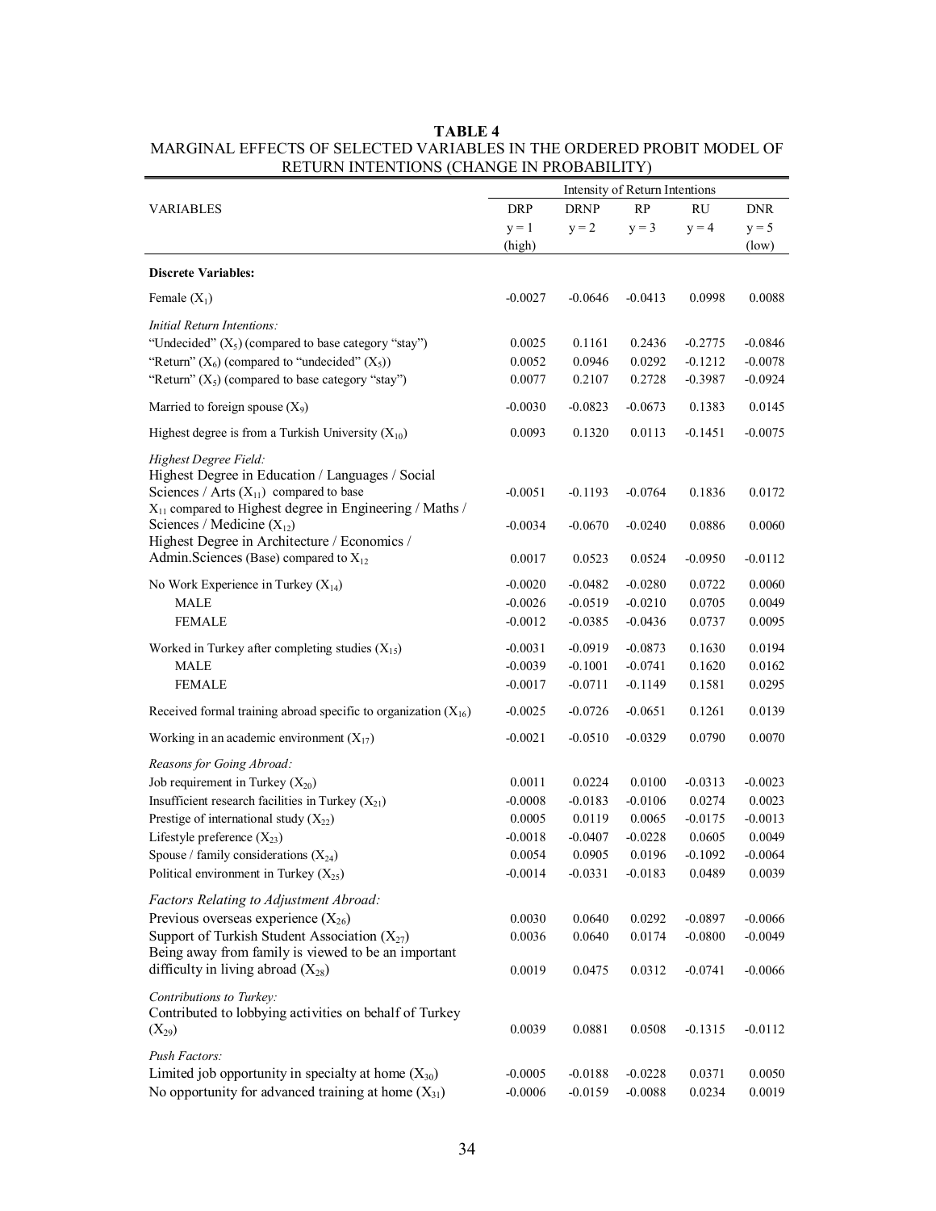**TABLE 4**

MARGINAL EFFECTS OF SELECTED VARIABLES IN THE ORDERED PROBIT MODEL OF RETURN INTENTIONS (CHANGE IN PROBABILITY)

| VARIABLES | Intensity of Return Intentions | | | | |
|---|---|---|---|---|---|
| | DRP | DRNP | RP | RU | DNR |
| | y = 1 (high) | y = 2 | y = 3 | y = 4 | y = 5 (low) |
| **Discrete Variables:** | | | | | |
| Female ($X_1$) | -0.0027 | -0.0646 | -0.0413 | 0.0998 | 0.0088 |
| *Initial Return Intentions:* | | | | | |
| "Undecided" ($X_5$) (compared to base category "stay") | 0.0025 | 0.1161 | 0.2436 | -0.2775 | -0.0846 |
| "Return" ($X_6$) (compared to "undecided" ($X_5$)) | 0.0052 | 0.0946 | 0.0292 | -0.1212 | -0.0078 |
| "Return" ($X_5$) (compared to base category "stay") | 0.0077 | 0.2107 | 0.2728 | -0.3987 | -0.0924 |
| Married to foreign spouse ($X_9$) | -0.0030 | -0.0823 | -0.0673 | 0.1383 | 0.0145 |
| Highest degree is from a Turkish University ($X_{10}$) | 0.0093 | 0.1320 | 0.0113 | -0.1451 | -0.0075 |
| *Highest Degree Field:* | | | | | |
| Highest Degree in Education / Languages / Social Sciences / Arts ($X_{11}$) compared to base | -0.0051 | -0.1193 | -0.0764 | 0.1836 | 0.0172 |
| $X_{11}$ compared to Highest degree in Engineering / Maths / Sciences / Medicine ($X_{12}$) | -0.0034 | -0.0670 | -0.0240 | 0.0886 | 0.0060 |
| Highest Degree in Architecture / Economics / Admin.Sciences (Base) compared to $X_{12}$ | 0.0017 | 0.0523 | 0.0524 | -0.0950 | -0.0112 |
| No Work Experience in Turkey ($X_{14}$) | -0.0020 | -0.0482 | -0.0280 | 0.0722 | 0.0060 |
| MALE | -0.0026 | -0.0519 | -0.0210 | 0.0705 | 0.0049 |
| FEMALE | -0.0012 | -0.0385 | -0.0436 | 0.0737 | 0.0095 |
| Worked in Turkey after completing studies ($X_{15}$) | -0.0031 | -0.0919 | -0.0873 | 0.1630 | 0.0194 |
| MALE | -0.0039 | -0.1001 | -0.0741 | 0.1620 | 0.0162 |
| FEMALE | -0.0017 | -0.0711 | -0.1149 | 0.1581 | 0.0295 |
| Received formal training abroad specific to organization ($X_{16}$) | -0.0025 | -0.0726 | -0.0651 | 0.1261 | 0.0139 |
| Working in an academic environment ($X_{17}$) | -0.0021 | -0.0510 | -0.0329 | 0.0790 | 0.0070 |
| *Reasons for Going Abroad:* | | | | | |
| Job requirement in Turkey ($X_{20}$) | 0.0011 | 0.0224 | 0.0100 | -0.0313 | -0.0023 |
| Insufficient research facilities in Turkey ($X_{21}$) | -0.0008 | -0.0183 | -0.0106 | 0.0274 | 0.0023 |
| Prestige of international study ($X_{22}$) | 0.0005 | 0.0119 | 0.0065 | -0.0175 | -0.0013 |
| Lifestyle preference ($X_{23}$) | -0.0018 | -0.0407 | -0.0228 | 0.0605 | 0.0049 |
| Spouse / family considerations ($X_{24}$) | 0.0054 | 0.0905 | 0.0196 | -0.1092 | -0.0064 |
| Political environment in Turkey ($X_{25}$) | -0.0014 | -0.0331 | -0.0183 | 0.0489 | 0.0039 |
| *Factors Relating to Adjustment Abroad:* | | | | | |
| Previous overseas experience ($X_{26}$) | 0.0030 | 0.0640 | 0.0292 | -0.0897 | -0.0066 |
| Support of Turkish Student Association ($X_{27}$) | 0.0036 | 0.0640 | 0.0174 | -0.0800 | -0.0049 |
| Being away from family is viewed to be an important difficulty in living abroad ($X_{28}$) | 0.0019 | 0.0475 | 0.0312 | -0.0741 | -0.0066 |
| *Contributions to Turkey:* | | | | | |
| Contributed to lobbying activities on behalf of Turkey ($X_{29}$) | 0.0039 | 0.0881 | 0.0508 | -0.1315 | -0.0112 |
| *Push Factors:* | | | | | |
| Limited job opportunity in specialty at home ($X_{30}$) | -0.0005 | -0.0188 | -0.0228 | 0.0371 | 0.0050 |
| No opportunity for advanced training at home ($X_{31}$) | -0.0006 | -0.0159 | -0.0088 | 0.0234 | 0.0019 |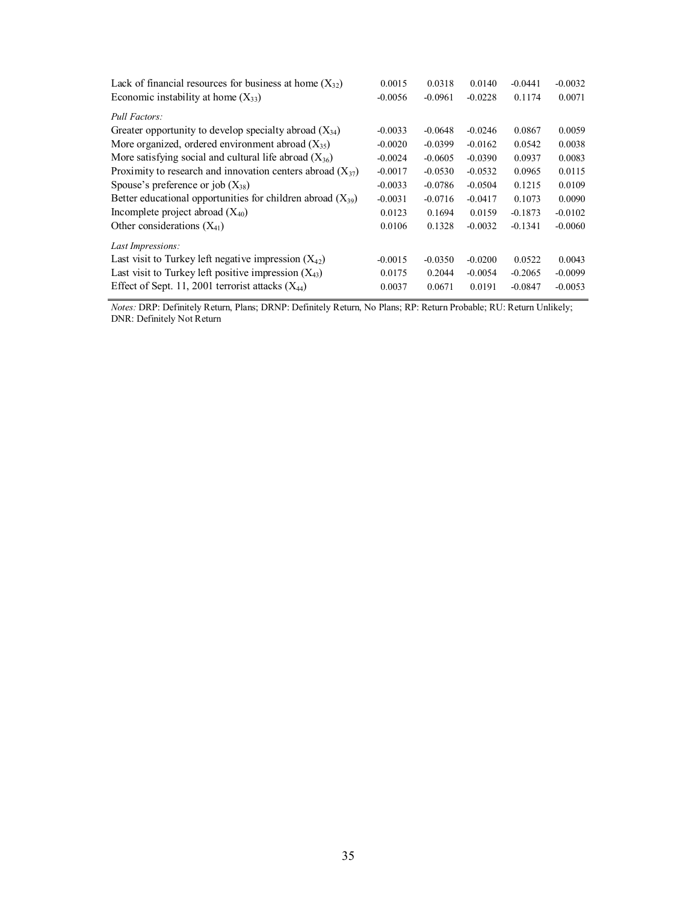| | | | | | |
|---|---|---|---|---|---|
| Lack of financial resources for business at home ($X_{32}$) | 0.0015 | 0.0318 | 0.0140 | -0.0441 | -0.0032 |
| Economic instability at home ($X_{33}$) | -0.0056 | -0.0961 | -0.0228 | 0.1174 | 0.0071 |
| *Pull Factors:* | | | | | |
| Greater opportunity to develop specialty abroad ($X_{34}$) | -0.0033 | -0.0648 | -0.0246 | 0.0867 | 0.0059 |
| More organized, ordered environment abroad ($X_{35}$) | -0.0020 | -0.0399 | -0.0162 | 0.0542 | 0.0038 |
| More satisfying social and cultural life abroad ($X_{36}$) | -0.0024 | -0.0605 | -0.0390 | 0.0937 | 0.0083 |
| Proximity to research and innovation centers abroad ($X_{37}$) | -0.0017 | -0.0530 | -0.0532 | 0.0965 | 0.0115 |
| Spouse's preference or job ($X_{38}$) | -0.0033 | -0.0786 | -0.0504 | 0.1215 | 0.0109 |
| Better educational opportunities for children abroad ($X_{39}$) | -0.0031 | -0.0716 | -0.0417 | 0.1073 | 0.0090 |
| Incomplete project abroad ($X_{40}$) | 0.0123 | 0.1694 | 0.0159 | -0.1873 | -0.0102 |
| Other considerations ($X_{41}$) | 0.0106 | 0.1328 | -0.0032 | -0.1341 | -0.0060 |
| *Last Impressions:* | | | | | |
| Last visit to Turkey left negative impression ($X_{42}$) | -0.0015 | -0.0350 | -0.0200 | 0.0522 | 0.0043 |
| Last visit to Turkey left positive impression ($X_{43}$) | 0.0175 | 0.2044 | -0.0054 | -0.2065 | -0.0099 |
| Effect of Sept. 11, 2001 terrorist attacks ($X_{44}$) | 0.0037 | 0.0671 | 0.0191 | -0.0847 | -0.0053 |

*Notes:* DRP: Definitely Return, Plans; DRNP: Definitely Return, No Plans; RP: Return Probable; RU: Return Unlikely; DNR: Definitely Not Return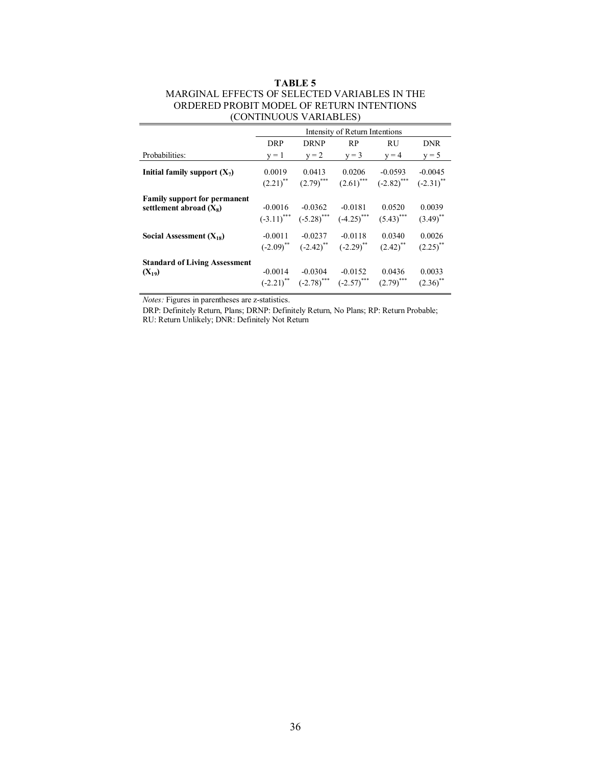**TABLE 5**
MARGINAL EFFECTS OF SELECTED VARIABLES IN THE ORDERED PROBIT MODEL OF RETURN INTENTIONS (CONTINUOUS VARIABLES)

| | Intensity of Return Intentions | | | | |
|---|---|---|---|---|---|
| | DRP | DRNP | RP | RU | DNR |
| Probabilities: | y = 1 | y = 2 | y = 3 | y = 4 | y = 5 |
| **Initial family support ($X_7$)** | 0.0019 | 0.0413 | 0.0206 | -0.0593 | -0.0045 |
| | $(2.21)^{**}$ | $(2.79)^{***}$ | $(2.61)^{***}$ | $(-2.82)^{***}$ | $(-2.31)^{**}$ |
| **Family support for permanent settlement abroad ($X_8$)** | -0.0016 | -0.0362 | -0.0181 | 0.0520 | 0.0039 |
| | $(-3.11)^{***}$ | $(-5.28)^{***}$ | $(-4.25)^{***}$ | $(5.43)^{***}$ | $(3.49)^{**}$ |
| **Social Assessment ($X_{18}$)** | -0.0011 | -0.0237 | -0.0118 | 0.0340 | 0.0026 |
| | $(-2.09)^{**}$ | $(-2.42)^{**}$ | $(-2.29)^{**}$ | $(2.42)^{**}$ | $(2.25)^{**}$ |
| **Standard of Living Assessment ($X_{19}$)** | -0.0014 | -0.0304 | -0.0152 | 0.0436 | 0.0033 |
| | $(-2.21)^{**}$ | $(-2.78)^{***}$ | $(-2.57)^{***}$ | $(2.79)^{***}$ | $(2.36)^{**}$ |

*Notes:* Figures in parentheses are z-statistics.

DRP: Definitely Return, Plans; DRNP: Definitely Return, No Plans; RP: Return Probable; RU: Return Unlikely; DNR: Definitely Not Return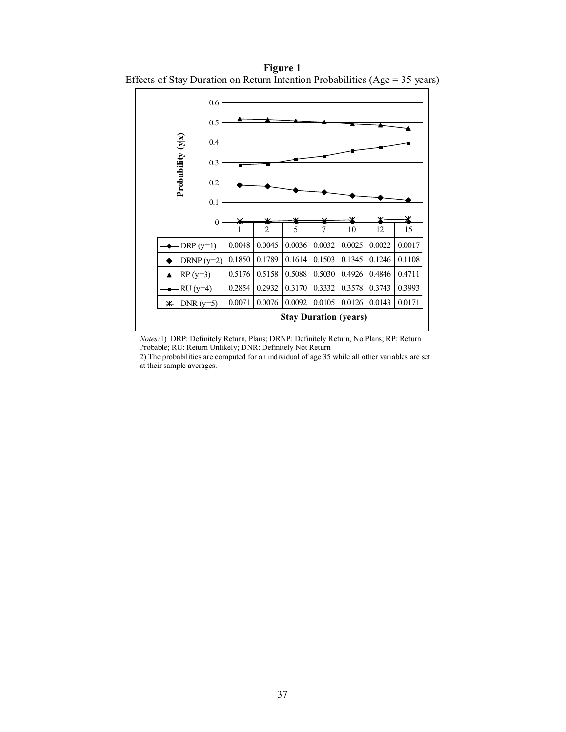**Figure 1**

Effects of Stay Duration on Return Intention Probabilities (Age = 35 years)

| Stay Duration (years) | 1 | 2 | 5 | 7 | 10 | 12 | 15 |
|---|---|---|---|---|---|---|---|
| DRP (y=1) | 0.0048 | 0.0045 | 0.0036 | 0.0032 | 0.0025 | 0.0022 | 0.0017 |
| DRNP (y=2) | 0.1850 | 0.1789 | 0.1614 | 0.1503 | 0.1345 | 0.1246 | 0.1108 |
| RP (y=3) | 0.5176 | 0.5158 | 0.5088 | 0.5030 | 0.4926 | 0.4846 | 0.4711 |
| RU (y=4) | 0.2854 | 0.2932 | 0.3170 | 0.3332 | 0.3578 | 0.3743 | 0.3993 |
| DNR (y=5) | 0.0071 | 0.0076 | 0.0092 | 0.0105 | 0.0126 | 0.0143 | 0.0171 |

*Notes:* 1) DRP: Definitely Return, Plans; DRNP: Definitely Return, No Plans; RP: Return Probable; RU: Return Unlikely; DNR: Definitely Not Return

2) The probabilities are computed for an individual of age 35 while all other variables are set at their sample averages.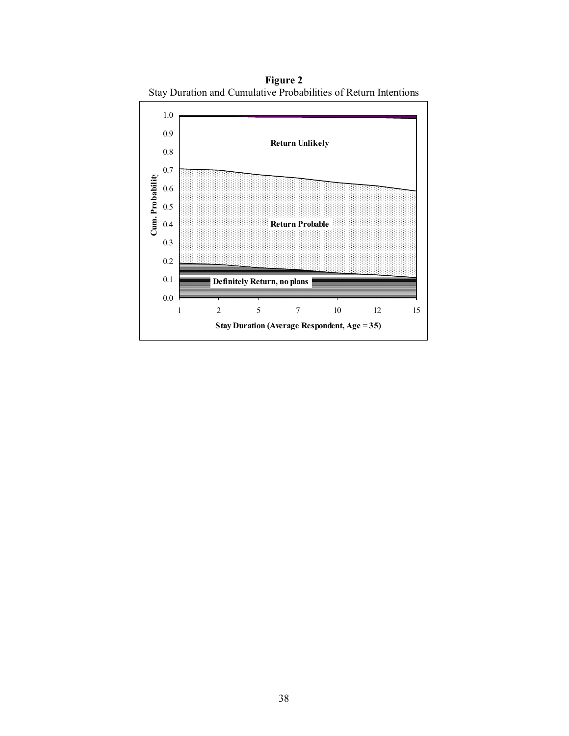**Figure 2**
Stay Duration and Cumulative Probabilities of Return Intentions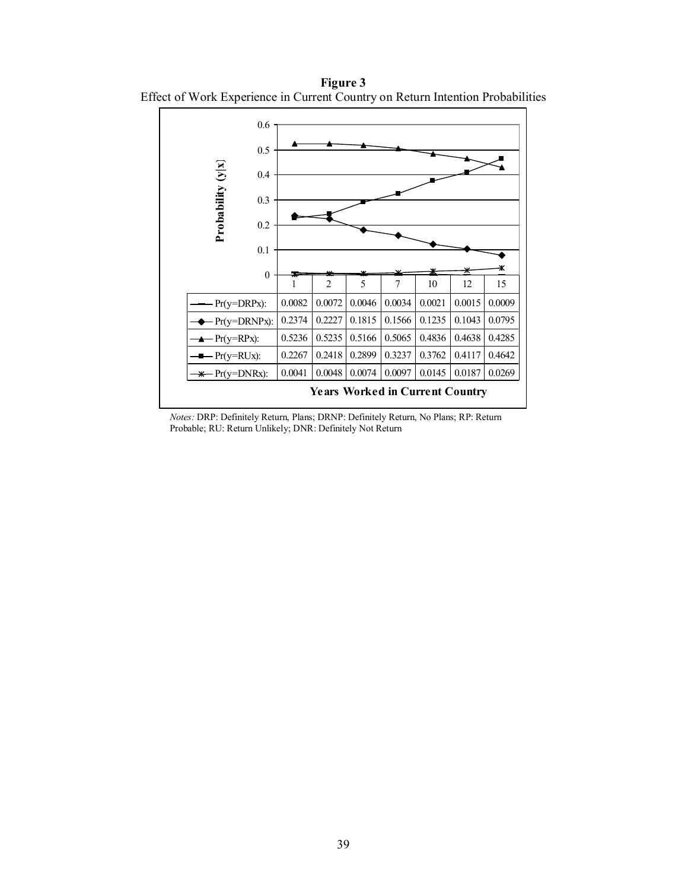**Figure 3**
Effect of Work Experience in Current Country on Return Intention Probabilities

| Years Worked in Current Country | 1 | 2 | 5 | 7 | 10 | 12 | 15 |
|---|---|---|---|---|---|---|---|
| Pr(y=DRPx): | 0.0082 | 0.0072 | 0.0046 | 0.0034 | 0.0021 | 0.0015 | 0.0009 |
| Pr(y=DRNPx): | 0.2374 | 0.2227 | 0.1815 | 0.1566 | 0.1235 | 0.1043 | 0.0795 |
| Pr(y=RPx): | 0.5236 | 0.5235 | 0.5166 | 0.5065 | 0.4836 | 0.4638 | 0.4285 |
| Pr(y=RUx): | 0.2267 | 0.2418 | 0.2899 | 0.3237 | 0.3762 | 0.4117 | 0.4642 |
| Pr(y=DNRx): | 0.0041 | 0.0048 | 0.0074 | 0.0097 | 0.0145 | 0.0187 | 0.0269 |

*Notes:* DRP: Definitely Return, Plans; DRNP: Definitely Return, No Plans; RP: Return Probable; RU: Return Unlikely; DNR: Definitely Not Return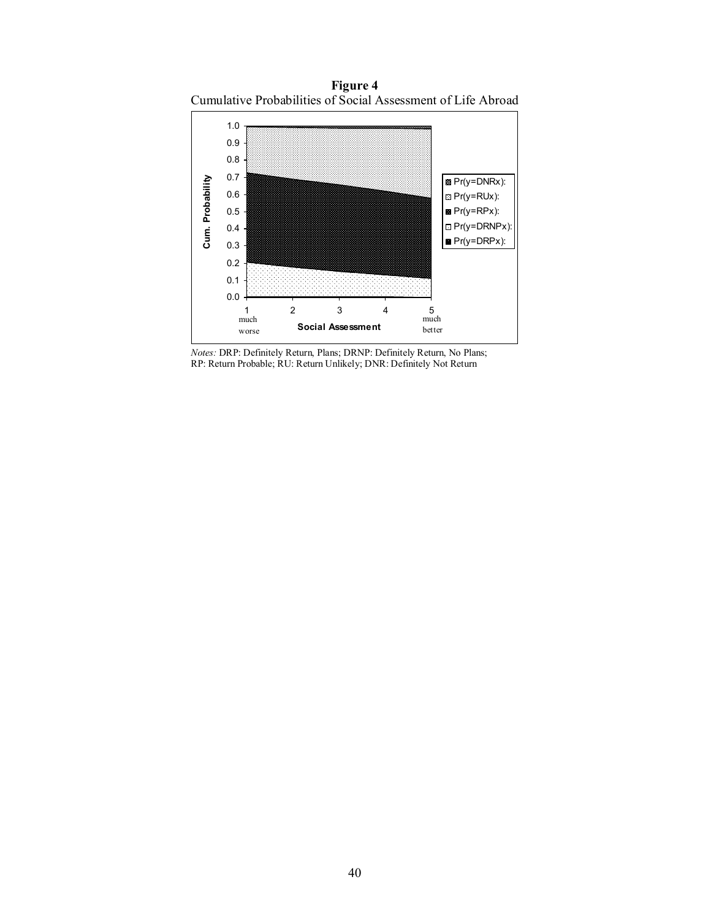**Figure 4**

Cumulative Probabilities of Social Assessment of Life Abroad

*Notes:* DRP: Definitely Return, Plans; DRNP: Definitely Return, No Plans; RP: Return Probable; RU: Return Unlikely; DNR: Definitely Not Return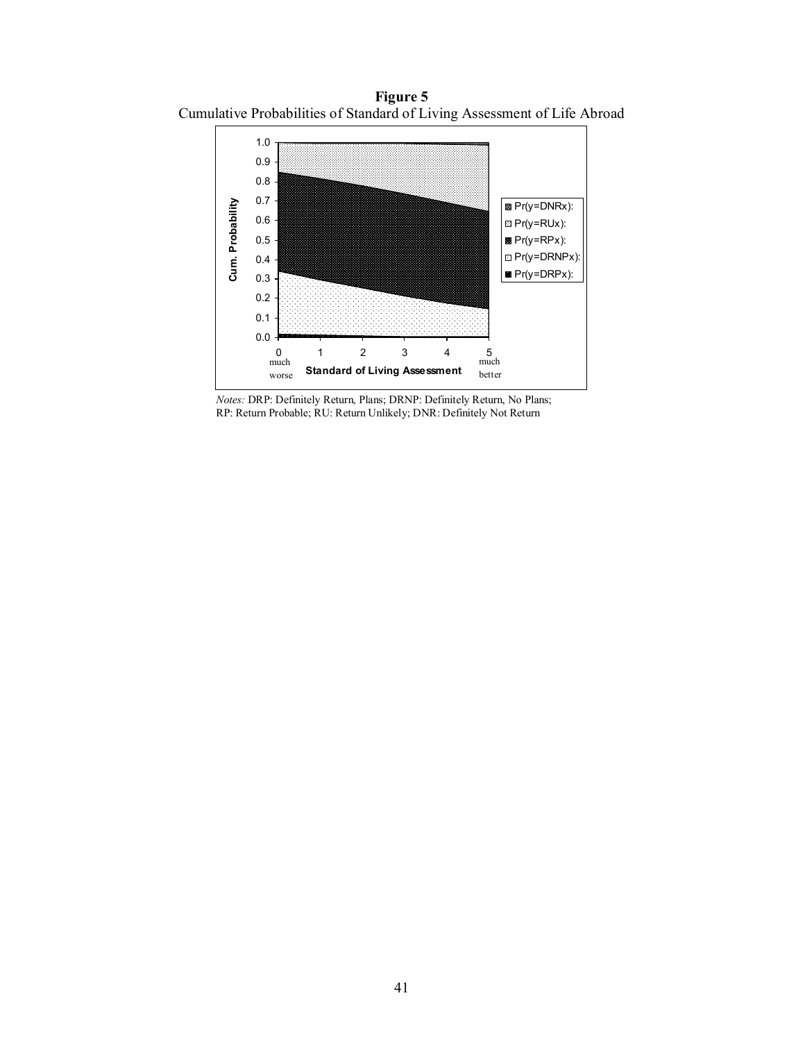**Figure 5**
Cumulative Probabilities of Standard of Living Assessment of Life Abroad

*Notes:* DRP: Definitely Return, Plans; DRNP: Definitely Return, No Plans; RP: Return Probable; RU: Return Unlikely; DNR: Definitely Not Return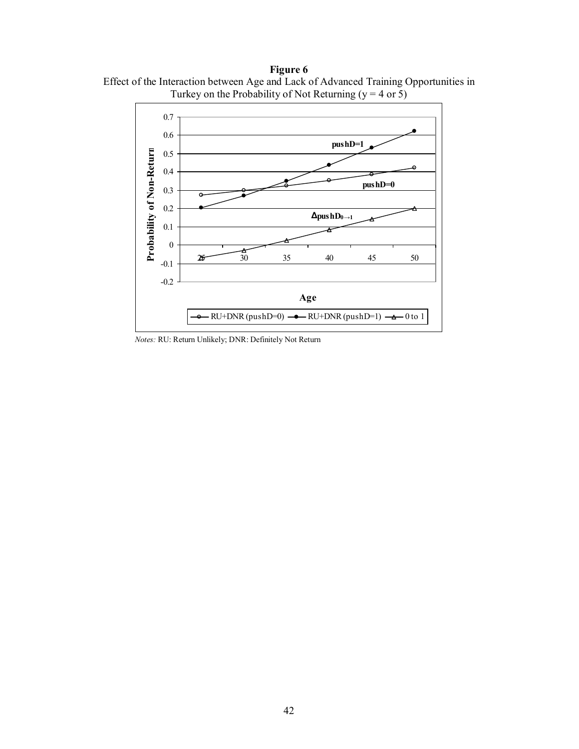**Figure 6**

Effect of the Interaction between Age and Lack of Advanced Training Opportunities in Turkey on the Probability of Not Returning (y = 4 or 5)

0.7
0.6
0.5
0.4
0.3
0.2
0.1
0
-0.1
-0.2

Probability of Non-Return

pushD=1

pushD=0

ΔpushD$_{0\to1}$

25
30
35
40
45
50

Age

RU+DNR (pushD=0)   RU+DNR (pushD=1)   0 to 1

*Notes:* RU: Return Unlikely; DNR: Definitely Not Return